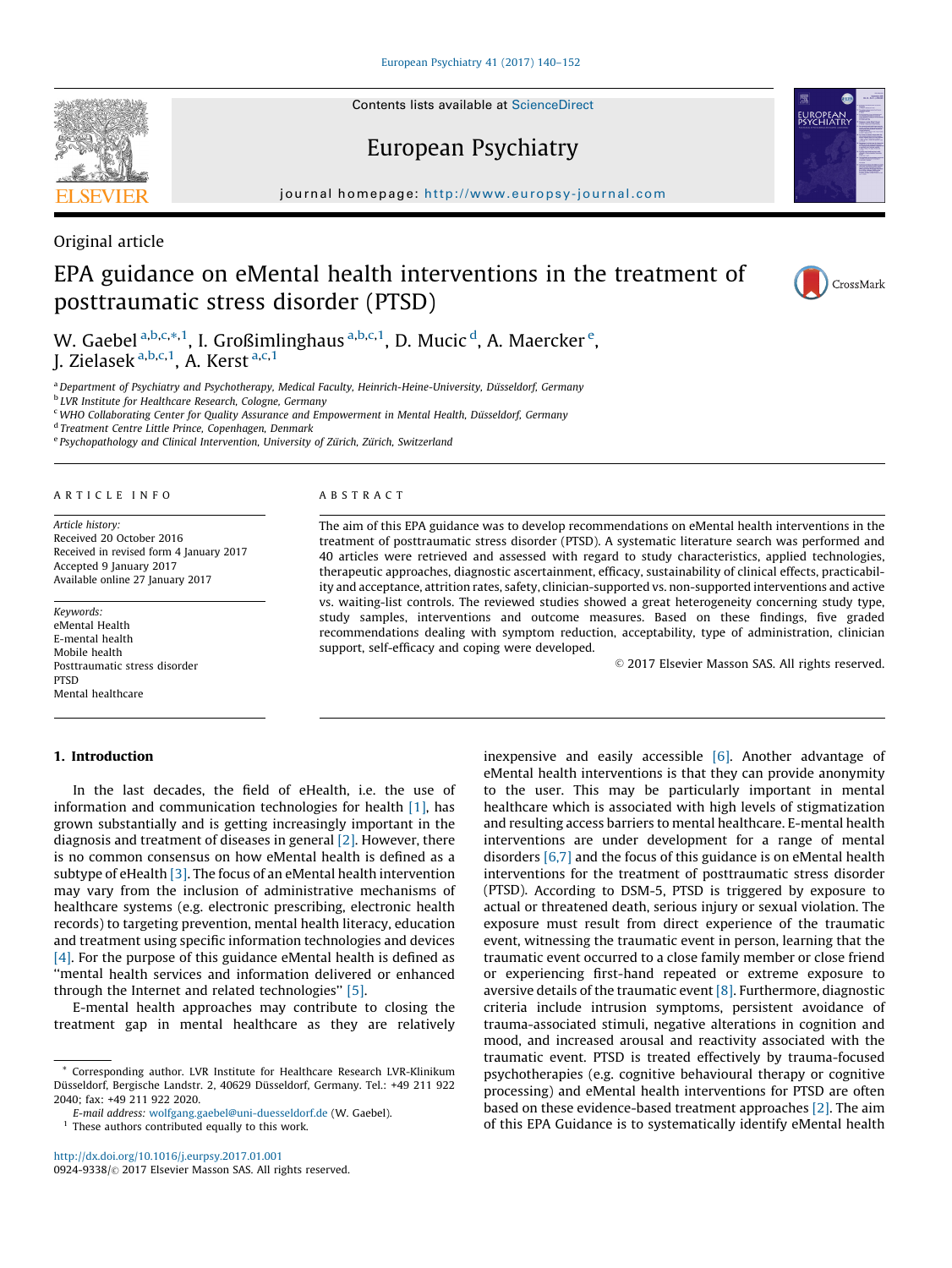Original article

# EPA guidance on eMental health interventions in the treatment of posttraumatic stress disorder (PTSD)

W. Gaebel[a,b,c,*,1], I. Großimlinghaus[a,b,c,1], D. Mucic[d], A. Maercker[e], J. Zielasek[a,b,c,1], A. Kerst[a,c,1]

[a] Department of Psychiatry and Psychotherapy, Medical Faculty, Heinrich-Heine-University, Düsseldorf, Germany
[b] LVR Institute for Healthcare Research, Cologne, Germany
[c] WHO Collaborating Center for Quality Assurance and Empowerment in Mental Health, Düsseldorf, Germany
[d] Treatment Centre Little Prince, Copenhagen, Denmark
[e] Psychopathology and Clinical Intervention, University of Zürich, Zürich, Switzerland

## ARTICLE INFO

*Article history:*
Received 20 October 2016
Received in revised form 4 January 2017
Accepted 9 January 2017
Available online 27 January 2017

*Keywords:*
eMental Health
E-mental health
Mobile health
Posttraumatic stress disorder
PTSD
Mental healthcare

## ABSTRACT

The aim of this EPA guidance was to develop recommendations on eMental health interventions in the treatment of posttraumatic stress disorder (PTSD). A systematic literature search was performed and 40 articles were retrieved and assessed with regard to study characteristics, applied technologies, therapeutic approaches, diagnostic ascertainment, efficacy, sustainability of clinical effects, practicability and acceptance, attrition rates, safety, clinician-supported vs. non-supported interventions and active vs. waiting-list controls. The reviewed studies showed a great heterogeneity concerning study type, study samples, interventions and outcome measures. Based on these findings, five graded recommendations dealing with symptom reduction, acceptability, type of administration, clinician support, self-efficacy and coping were developed.

© 2017 Elsevier Masson SAS. All rights reserved.

## 1. Introduction

In the last decades, the field of eHealth, i.e. the use of information and communication technologies for health [1], has grown substantially and is getting increasingly important in the diagnosis and treatment of diseases in general [2]. However, there is no common consensus on how eMental health is defined as a subtype of eHealth [3]. The focus of an eMental health intervention may vary from the inclusion of administrative mechanisms of healthcare systems (e.g. electronic prescribing, electronic health records) to targeting prevention, mental health literacy, education and treatment using specific information technologies and devices [4]. For the purpose of this guidance eMental health is defined as "mental health services and information delivered or enhanced through the Internet and related technologies" [5].

E-mental health approaches may contribute to closing the treatment gap in mental healthcare as they are relatively inexpensive and easily accessible [6]. Another advantage of eMental health interventions is that they can provide anonymity to the user. This may be particularly important in mental healthcare which is associated with high levels of stigmatization and resulting access barriers to mental healthcare. E-mental health interventions are under development for a range of mental disorders [6,7] and the focus of this guidance is on eMental health interventions for the treatment of posttraumatic stress disorder (PTSD). According to DSM-5, PTSD is triggered by exposure to actual or threatened death, serious injury or sexual violation. The exposure must result from direct experience of the traumatic event, witnessing the traumatic event in person, learning that the traumatic event occurred to a close family member or close friend or experiencing first-hand repeated or extreme exposure to aversive details of the traumatic event [8]. Furthermore, diagnostic criteria include intrusion symptoms, persistent avoidance of trauma-associated stimuli, negative alterations in cognition and mood, and increased arousal and reactivity associated with the traumatic event. PTSD is treated effectively by trauma-focused psychotherapies (e.g. cognitive behavioural therapy or cognitive processing) and eMental health interventions for PTSD are often based on these evidence-based treatment approaches [2]. The aim of this EPA Guidance is to systematically identify eMental health

---

* Corresponding author. LVR Institute for Healthcare Research LVR-Klinikum Düsseldorf, Bergische Landstr. 2, 40629 Düsseldorf, Germany. Tel.: +49 211 922 2040; fax: +49 211 922 2020.
*E-mail address:* wolfgang.gaebel@uni-duesseldorf.de (W. Gaebel).
[1] These authors contributed equally to this work.

http://dx.doi.org/10.1016/j.eurpsy.2017.01.001
0924-9338/© 2017 Elsevier Masson SAS. All rights reserved.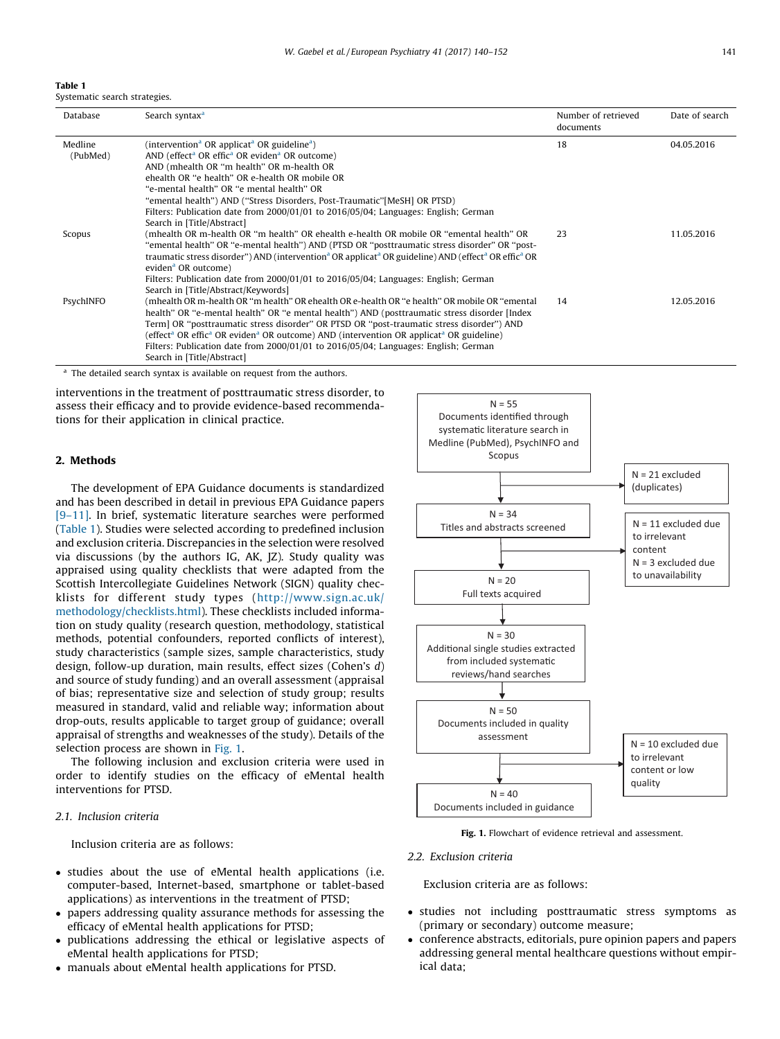**Table 1**
Systematic search strategies.

| Database | Search syntax[a] | Number of retrieved documents | Date of search |
|---|---|---|---|
| Medline (PubMed) | (intervention* OR applicat* OR guideline*) AND (effect* OR effic* OR eviden* OR outcome) AND (mhealth OR "m health" OR m-health OR ehealth OR "e health" OR e-health OR mobile OR "e-mental health" OR "e mental health" OR "emental health") AND ("Stress Disorders, Post-Traumatic"[MeSH] OR PTSD) Filters: Publication date from 2000/01/01 to 2016/05/04; Languages: English; German Search in [Title/Abstract] | 18 | 04.05.2016 |
| Scopus | (mhealth OR m-health OR "m health" OR ehealth e-health OR mobile OR "emental health" OR "emental health" OR "e-mental health") AND (PTSD OR "posttraumatic stress disorder" OR "post-traumatic stress disorder") AND (intervention* OR applicat* OR guideline) AND (effect* OR effic* OR eviden* OR outcome) Filters: Publication date from 2000/01/01 to 2016/05/04; Languages: English; German Search in [Title/Abstract/Keywords] | 23 | 11.05.2016 |
| PsychINFO | (mhealth OR m-health OR "m health" OR ehealth OR e-health OR "e health" OR mobile OR "emental health" OR "e-mental health" OR "e mental health") AND (posttraumatic stress disorder [Index Term] OR "posttraumatic stress disorder" OR PTSD OR "post-traumatic stress disorder") AND (effect* OR effic* OR eviden* OR outcome) AND (intervention OR applicat* OR guideline) Filters: Publication date from 2000/01/01 to 2016/05/04; Languages: English; German Search in [Title/Abstract] | 14 | 12.05.2016 |

[a] The detailed search syntax is available on request from the authors.

interventions in the treatment of posttraumatic stress disorder, to assess their efficacy and to provide evidence-based recommendations for their application in clinical practice.

## 2. Methods

The development of EPA Guidance documents is standardized and has been described in detail in previous EPA Guidance papers [9–11]. In brief, systematic literature searches were performed (Table 1). Studies were selected according to predefined inclusion and exclusion criteria. Discrepancies in the selection were resolved via discussions (by the authors IG, AK, JZ). Study quality was appraised using quality checklists that were adapted from the Scottish Intercollegiate Guidelines Network (SIGN) quality checklists for different study types (http://www.sign.ac.uk/methodology/checklists.html). These checklists included information on study quality (research question, methodology, statistical methods, potential confounders, reported conflicts of interest), study characteristics (sample sizes, sample characteristics, study design, follow-up duration, main results, effect sizes (Cohen's *d*) and source of study funding) and an overall assessment (appraisal of bias; representative size and selection of study group; results measured in standard, valid and reliable way; information about drop-outs, results applicable to target group of guidance; overall appraisal of strengths and weaknesses of the study). Details of the selection process are shown in Fig. 1.

The following inclusion and exclusion criteria were used in order to identify studies on the efficacy of eMental health interventions for PTSD.

### 2.1. Inclusion criteria

Inclusion criteria are as follows:

- studies about the use of eMental health applications (i.e. computer-based, Internet-based, smartphone or tablet-based applications) as interventions in the treatment of PTSD;
- papers addressing quality assurance methods for assessing the efficacy of eMental health applications for PTSD;
- publications addressing the ethical or legislative aspects of eMental health applications for PTSD;
- manuals about eMental health applications for PTSD.

N = 55 Documents identified through systematic literature search in Medline (PubMed), PsychINFO and Scopus
→ N = 21 excluded (duplicates)
N = 34 Titles and abstracts screened
→ N = 11 excluded due to irrelevant content; N = 3 excluded due to unavailability
N = 20 Full texts acquired
N = 30 Additional single studies extracted from included systematic reviews/hand searches
N = 50 Documents included in quality assessment
→ N = 10 excluded due to irrelevant content or low quality
N = 40 Documents included in guidance

**Fig. 1.** Flowchart of evidence retrieval and assessment.

### 2.2. Exclusion criteria

Exclusion criteria are as follows:

- studies not including posttraumatic stress symptoms as (primary or secondary) outcome measure;
- conference abstracts, editorials, pure opinion papers and papers addressing general mental healthcare questions without empirical data;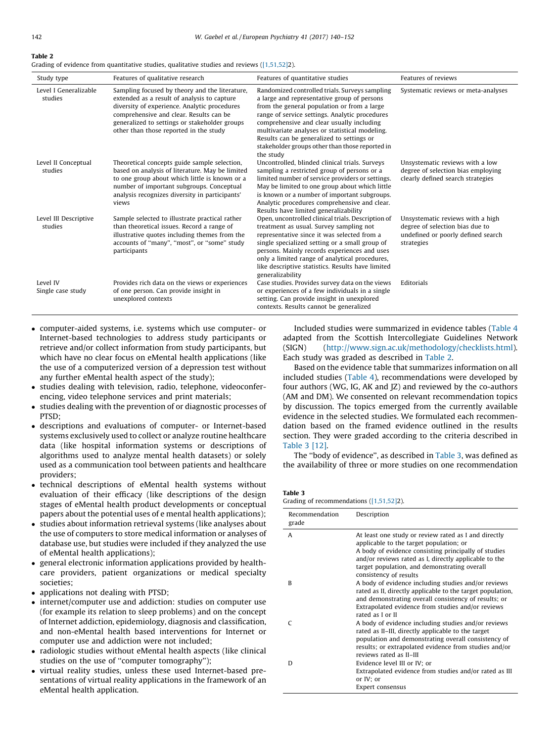**Table 2**
Grading of evidence from quantitative studies, qualitative studies and reviews ([1,51,52]2).

| Study type | Features of qualitative research | Features of quantitative studies | Features of reviews |
|---|---|---|---|
| Level I Generalizable studies | Sampling focused by theory and the literature, extended as a result of analysis to capture diversity of experience. Analytic procedures comprehensive and clear. Results can be generalized to settings or stakeholder groups other than those reported in the study | Randomized controlled trials. Surveys sampling a large and representative group of persons from the general population or from a large range of service settings. Analytic procedures comprehensive and clear usually including multivariate analyses or statistical modeling. Results can be generalized to settings or stakeholder groups other than those reported in the study | Systematic reviews or meta-analyses |
| Level II Conceptual studies | Theoretical concepts guide sample selection, based on analysis of literature. May be limited to one group about which little is known or a number of important subgroups. Conceptual analysis recognizes diversity in participants' views | Uncontrolled, blinded clinical trials. Surveys sampling a restricted group of persons or a limited number of service providers or settings. May be limited to one group about which little is known or a number of important subgroups. Analytic procedures comprehensive and clear. Results have limited generalizability | Unsystematic reviews with a low degree of selection bias employing clearly defined search strategies |
| Level III Descriptive studies | Sample selected to illustrate practical rather than theoretical issues. Record a range of illustrative quotes including themes from the accounts of "many", "most", or "some" study participants | Open, uncontrolled clinical trials. Description of treatment as usual. Survey sampling not representative since it was selected from a single specialized setting or a small group of persons. Mainly records experiences and uses only a limited range of analytical procedures, like descriptive statistics. Results have limited generalizability | Unsystematic reviews with a high degree of selection bias due to undefined or poorly defined search strategies |
| Level IV Single case study | Provides rich data on the views or experiences of one person. Can provide insight in unexplored contexts | Case studies. Provides survey data on the views or experiences of a few individuals in a single setting. Can provide insight in unexplored contexts. Results cannot be generalized | Editorials |

- computer-aided systems, i.e. systems which use computer- or Internet-based technologies to address study participants or retrieve and/or collect information from study participants, but which have no clear focus on eMental health applications (like the use of a computerized version of a depression test without any further eMental health aspect of the study);
- studies dealing with television, radio, telephone, videoconferencing, video telephone services and print materials;
- studies dealing with the prevention of or diagnostic processes of PTSD;
- descriptions and evaluations of computer- or Internet-based systems exclusively used to collect or analyze routine healthcare data (like hospital information systems or descriptions of algorithms used to analyze mental health datasets) or solely used as a communication tool between patients and healthcare providers;
- technical descriptions of eMental health systems without evaluation of their efficacy (like descriptions of the design stages of eMental health product developments or conceptual papers about the potential uses of e mental health applications);
- studies about information retrieval systems (like analyses about the use of computers to store medical information or analyses of database use, but studies were included if they analyzed the use of eMental health applications);
- general electronic information applications provided by healthcare providers, patient organizations or medical specialty societies;
- applications not dealing with PTSD;
- internet/computer use and addiction: studies on computer use (for example its relation to sleep problems) and on the concept of Internet addiction, epidemiology, diagnosis and classification, and non-eMental health based interventions for Internet or computer use and addiction were not included;
- radiologic studies without eMental health aspects (like clinical studies on the use of "computer tomography");
- virtual reality studies, unless these used Internet-based presentations of virtual reality applications in the framework of an eMental health application.

Included studies were summarized in evidence tables (Table 4 adapted from the Scottish Intercollegiate Guidelines Network (SIGN) (http://www.sign.ac.uk/methodology/checklists.html). Each study was graded as described in Table 2.

Based on the evidence table that summarizes information on all included studies (Table 4), recommendations were developed by four authors (WG, IG, AK and JZ) and reviewed by the co-authors (AM and DM). We consented on relevant recommendation topics by discussion. The topics emerged from the currently available evidence in the selected studies. We formulated each recommendation based on the framed evidence outlined in the results section. They were graded according to the criteria described in Table 3 [12].

The "body of evidence", as described in Table 3, was defined as the availability of three or more studies on one recommendation

**Table 3**
Grading of recommendations ([1,51,52]2).

| Recommendation grade | Description |
|---|---|
| A | At least one study or review rated as I and directly applicable to the target population; or<br>A body of evidence consisting principally of studies and/or reviews rated as I, directly applicable to the target population, and demonstrating overall consistency of results |
| B | A body of evidence including studies and/or reviews rated as II, directly applicable to the target population, and demonstrating overall consistency of results; or<br>Extrapolated evidence from studies and/or reviews rated as I or II |
| C | A body of evidence including studies and/or reviews rated as II–III, directly applicable to the target population and demonstrating overall consistency of results; or extrapolated evidence from studies and/or reviews rated as II–III |
| D | Evidence level III or IV; or<br>Extrapolated evidence from studies and/or rated as III or IV; or<br>Expert consensus |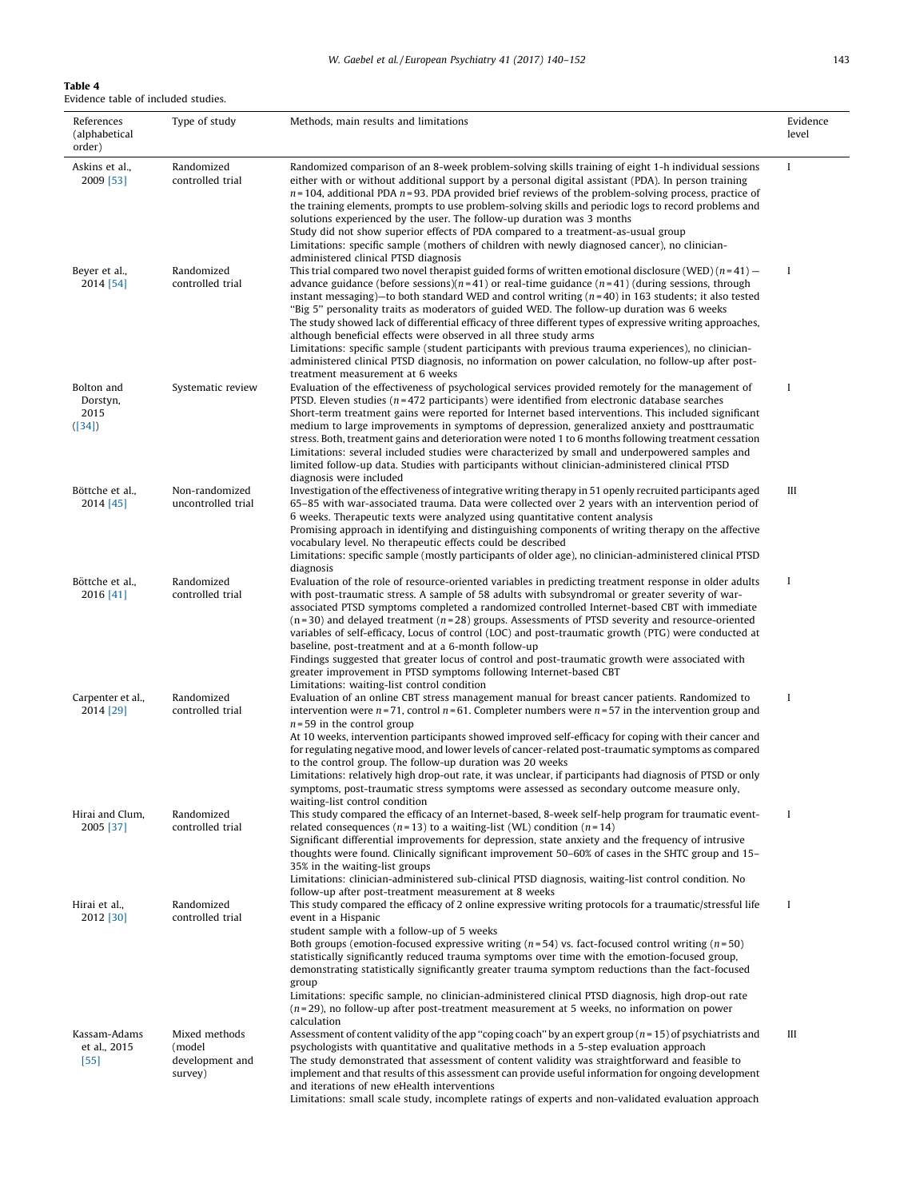**Table 4**
Evidence table of included studies.

| References (alphabetical order) | Type of study | Methods, main results and limitations | Evidence level |
|---|---|---|---|
| Askins et al., 2009 [53] | Randomized controlled trial | Randomized comparison of an 8-week problem-solving skills training of eight 1-h individual sessions either with or without additional support by a personal digital assistant (PDA). In person training $n = 104$, additional PDA $n = 93$. PDA provided brief reviews of the problem-solving process, practice of the training elements, prompts to use problem-solving skills and periodic logs to record problems and solutions experienced by the user. The follow-up duration was 3 months<br>Study did not show superior effects of PDA compared to a treatment-as-usual group<br>Limitations: specific sample (mothers of children with newly diagnosed cancer), no clinician-administered clinical PTSD diagnosis | I |
| Beyer et al., 2014 [54] | Randomized controlled trial | This trial compared two novel therapist guided forms of written emotional disclosure (WED) ($n = 41$) — advance guidance (before sessions)($n = 41$) or real-time guidance ($n = 41$) (during sessions, through instant messaging)—to both standard WED and control writing ($n = 40$) in 163 students; it also tested "Big 5" personality traits as moderators of guided WED. The follow-up duration was 6 weeks<br>The study showed lack of differential efficacy of three different types of expressive writing approaches, although beneficial effects were observed in all three study arms<br>Limitations: specific sample (student participants with previous trauma experiences), no clinician-administered clinical PTSD diagnosis, no information on power calculation, no follow-up after post-treatment measurement at 6 weeks | I |
| Bolton and Dorstyn, 2015 ([34]) | Systematic review | Evaluation of the effectiveness of psychological services provided remotely for the management of PTSD. Eleven studies ($n = 472$ participants) were identified from electronic database searches<br>Short-term treatment gains were reported for Internet based interventions. This included significant medium to large improvements in symptoms of depression, generalized anxiety and posttraumatic stress. Both, treatment gains and deterioration were noted 1 to 6 months following treatment cessation<br>Limitations: several included studies were characterized by small and underpowered samples and limited follow-up data. Studies with participants without clinician-administered clinical PTSD diagnosis were included | I |
| Böttche et al., 2014 [45] | Non-randomized uncontrolled trial | Investigation of the effectiveness of integrative writing therapy in 51 openly recruited participants aged 65–85 with war-associated trauma. Data were collected over 2 years with an intervention period of 6 weeks. Therapeutic texts were analyzed using quantitative content analysis<br>Promising approach in identifying and distinguishing components of writing therapy on the affective vocabulary level. No therapeutic effects could be described<br>Limitations: specific sample (mostly participants of older age), no clinician-administered clinical PTSD diagnosis | III |
| Böttche et al., 2016 [41] | Randomized controlled trial | Evaluation of the role of resource-oriented variables in predicting treatment response in older adults with post-traumatic stress. A sample of 58 adults with subsyndromal or greater severity of war-associated PTSD symptoms completed a randomized controlled Internet-based CBT with immediate ($n = 30$) and delayed treatment ($n = 28$) groups. Assessments of PTSD severity and resource-oriented variables of self-efficacy, Locus of control (LOC) and post-traumatic growth (PTG) were conducted at baseline, post-treatment and at a 6-month follow-up<br>Findings suggested that greater locus of control and post-traumatic growth were associated with greater improvement in PTSD symptoms following Internet-based CBT<br>Limitations: waiting-list control condition | I |
| Carpenter et al., 2014 [29] | Randomized controlled trial | Evaluation of an online CBT stress management manual for breast cancer patients. Randomized to intervention were $n = 71$, control $n = 61$. Completer numbers were $n = 57$ in the intervention group and $n = 59$ in the control group<br>At 10 weeks, intervention participants showed improved self-efficacy for coping with their cancer and for regulating negative mood, and lower levels of cancer-related post-traumatic symptoms as compared to the control group. The follow-up duration was 20 weeks<br>Limitations: relatively high drop-out rate, it was unclear, if participants had diagnosis of PTSD or only symptoms, post-traumatic stress symptoms were assessed as secondary outcome measure only, waiting-list control condition | I |
| Hirai and Clum, 2005 [37] | Randomized controlled trial | This study compared the efficacy of an Internet-based, 8-week self-help program for traumatic event-related consequences ($n = 13$) to a waiting-list (WL) condition ($n = 14$)<br>Significant differential improvements for depression, state anxiety and the frequency of intrusive thoughts were found. Clinically significant improvement 50–60% of cases in the SHTC group and 15–35% in the waiting-list groups<br>Limitations: clinician-administered sub-clinical PTSD diagnosis, waiting-list control condition. No follow-up after post-treatment measurement at 8 weeks | I |
| Hirai et al., 2012 [30] | Randomized controlled trial | This study compared the efficacy of 2 online expressive writing protocols for a traumatic/stressful life event in a Hispanic<br>student sample with a follow-up of 5 weeks<br>Both groups (emotion-focused expressive writing ($n = 54$) vs. fact-focused control writing ($n = 50$) statistically significantly reduced trauma symptoms over time with the emotion-focused group, demonstrating statistically significantly greater trauma symptom reductions than the fact-focused group<br>Limitations: specific sample, no clinician-administered clinical PTSD diagnosis, high drop-out rate ($n = 29$), no follow-up after post-treatment measurement at 5 weeks, no information on power calculation | I |
| Kassam-Adams et al., 2015 [55] | Mixed methods (model development and survey) | Assessment of content validity of the app "coping coach" by an expert group ($n = 15$) of psychiatrists and psychologists with quantitative and qualitative methods in a 5-step evaluation approach<br>The study demonstrated that assessment of content validity was straightforward and feasible to implement and that results of this assessment can provide useful information for ongoing development and iterations of new eHealth interventions<br>Limitations: small scale study, incomplete ratings of experts and non-validated evaluation approach | III |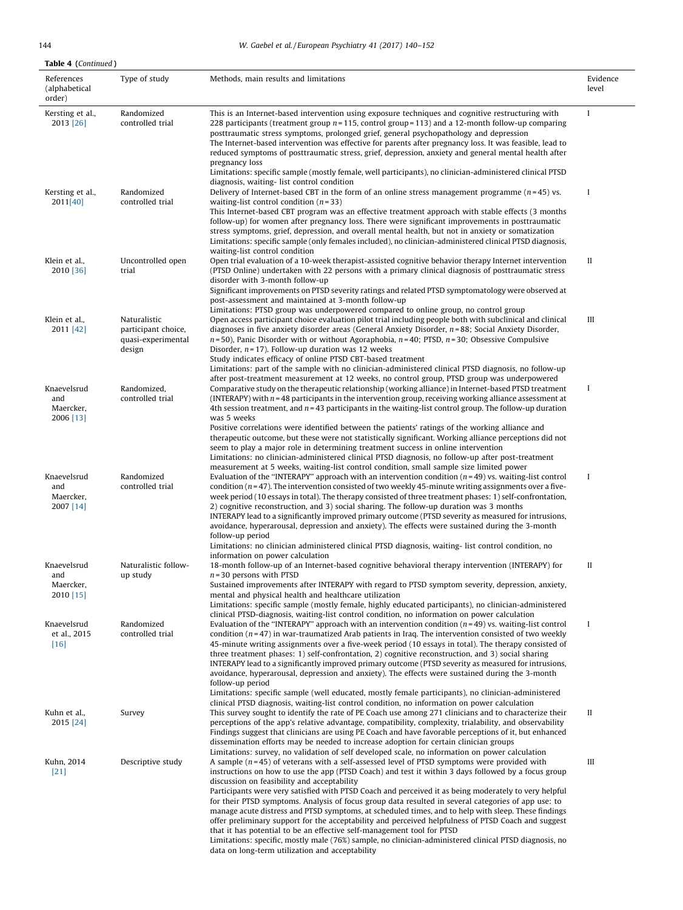**Table 4** (*Continued*)

| References (alphabetical order) | Type of study | Methods, main results and limitations | Evidence level |
|---|---|---|---|
| Kersting et al., 2013 [26] | Randomized controlled trial | This is an Internet-based intervention using exposure techniques and cognitive restructuring with 228 participants (treatment group $n = 115$, control group $= 113$) and a 12-month follow-up comparing posttraumatic stress symptoms, prolonged grief, general psychopathology and depression<br>The Internet-based intervention was effective for parents after pregnancy loss. It was feasible, lead to reduced symptoms of posttraumatic stress, grief, depression, anxiety and general mental health after pregnancy loss<br>Limitations: specific sample (mostly female, well participants), no clinician-administered clinical PTSD diagnosis, waiting- list control condition | I |
| Kersting et al., 2011[40] | Randomized controlled trial | Delivery of Internet-based CBT in the form of an online stress management programme ($n = 45$) vs. waiting-list control condition ($n = 33$)<br>This Internet-based CBT program was an effective treatment approach with stable effects (3 months follow-up) for women after pregnancy loss. There were significant improvements in posttraumatic stress symptoms, grief, depression, and overall mental health, but not in anxiety or somatization<br>Limitations: specific sample (only females included), no clinician-administered clinical PTSD diagnosis, waiting-list control condition | I |
| Klein et al., 2010 [36] | Uncontrolled open trial | Open trial evaluation of a 10-week therapist-assisted cognitive behavior therapy Internet intervention (PTSD Online) undertaken with 22 persons with a primary clinical diagnosis of posttraumatic stress disorder with 3-month follow-up<br>Significant improvements on PTSD severity ratings and related PTSD symptomatology were observed at post-assessment and maintained at 3-month follow-up<br>Limitations: PTSD group was underpowered compared to online group, no control group | II |
| Klein et al., 2011 [42] | Naturalistic participant choice, quasi-experimental design | Open access participant choice evaluation pilot trial including people both with subclinical and clinical diagnoses in five anxiety disorder areas (General Anxiety Disorder, $n = 88$; Social Anxiety Disorder, $n = 50$), Panic Disorder with or without Agoraphobia, $n = 40$; PTSD, $n = 30$; Obsessive Compulsive Disorder, $n = 17$). Follow-up duration was 12 weeks<br>Study indicates efficacy of online PTSD CBT-based treatment<br>Limitations: part of the sample with no clinician-administered clinical PTSD diagnosis, no follow-up after post-treatment measurement at 12 weeks, no control group, PTSD group was underpowered | III |
| Knaevelsrud and Maercker, 2006 [13] | Randomized, controlled trial | Comparative study on the therapeutic relationship (working alliance) in Internet-based PTSD treatment (INTERAPY) with $n = 48$ participants in the intervention group, receiving working alliance assessment at 4th session treatment, and $n = 43$ participants in the waiting-list control group. The follow-up duration was 5 weeks<br>Positive correlations were identified between the patients' ratings of the working alliance and therapeutic outcome, but these were not statistically significant. Working alliance perceptions did not seem to play a major role in determining treatment success in online intervention<br>Limitations: no clinician-administered clinical PTSD diagnosis, no follow-up after post-treatment measurement at 5 weeks, waiting-list control condition, small sample size limited power | I |
| Knaevelsrud and Maercker, 2007 [14] | Randomized controlled trial | Evaluation of the "INTERAPY" approach with an intervention condition ($n = 49$) vs. waiting-list control condition ($n = 47$). The intervention consisted of two weekly 45-minute writing assignments over a five-week period (10 essays in total). The therapy consisted of three treatment phases: 1) self-confrontation, 2) cognitive reconstruction, and 3) social sharing. The follow-up duration was 3 months<br>INTERAPY lead to a significantly improved primary outcome (PTSD severity as measured for intrusions, avoidance, hyperarousal, depression and anxiety). The effects were sustained during the 3-month follow-up period<br>Limitations: no clinician administered clinical PTSD diagnosis, waiting- list control condition, no information on power calculation | I |
| Knaevelsrud and Maercker, 2010 [15] | Naturalistic follow-up study | 18-month follow-up of an Internet-based cognitive behavioral therapy intervention (INTERAPY) for $n = 30$ persons with PTSD<br>Sustained improvements after INTERAPY with regard to PTSD symptom severity, depression, anxiety, mental and physical health and healthcare utilization<br>Limitations: specific sample (mostly female, highly educated participants), no clinician-administered clinical PTSD-diagnosis, waiting-list control condition, no information on power calculation | II |
| Knaevelsrud et al., 2015 [16] | Randomized controlled trial | Evaluation of the "INTERAPY" approach with an intervention condition ($n = 49$) vs. waiting-list control condition ($n = 47$) in war-traumatized Arab patients in Iraq. The intervention consisted of two weekly 45-minute writing assignments over a five-week period (10 essays in total). The therapy consisted of three treatment phases: 1) self-confrontation, 2) cognitive reconstruction, and 3) social sharing<br>INTERAPY lead to a significantly improved primary outcome (PTSD severity as measured for intrusions, avoidance, hyperarousal, depression and anxiety). The effects were sustained during the 3-month follow-up period<br>Limitations: specific sample (well educated, mostly female participants), no clinician-administered clinical PTSD diagnosis, waiting-list control condition, no information on power calculation | I |
| Kuhn et al., 2015 [24] | Survey | This survey sought to identify the rate of PE Coach use among 271 clinicians and to characterize their perceptions of the app's relative advantage, compatibility, complexity, trialability, and observability<br>Findings suggest that clinicians are using PE Coach and have favorable perceptions of it, but enhanced dissemination efforts may be needed to increase adoption for certain clinician groups<br>Limitations: survey, no validation of self developed scale, no information on power calculation | II |
| Kuhn, 2014 [21] | Descriptive study | A sample ($n = 45$) of veterans with a self-assessed level of PTSD symptoms were provided with instructions on how to use the app (PTSD Coach) and test it within 3 days followed by a focus group discussion on feasibility and acceptability<br>Participants were very satisfied with PTSD Coach and perceived it as being moderately to very helpful for their PTSD symptoms. Analysis of focus group data resulted in several categories of app use: to manage acute distress and PTSD symptoms, at scheduled times, and to help with sleep. These findings offer preliminary support for the acceptability and perceived helpfulness of PTSD Coach and suggest that it has potential to be an effective self-management tool for PTSD<br>Limitations: specific, mostly male (76%) sample, no clinician-administered clinical PTSD diagnosis, no data on long-term utilization and acceptability | III |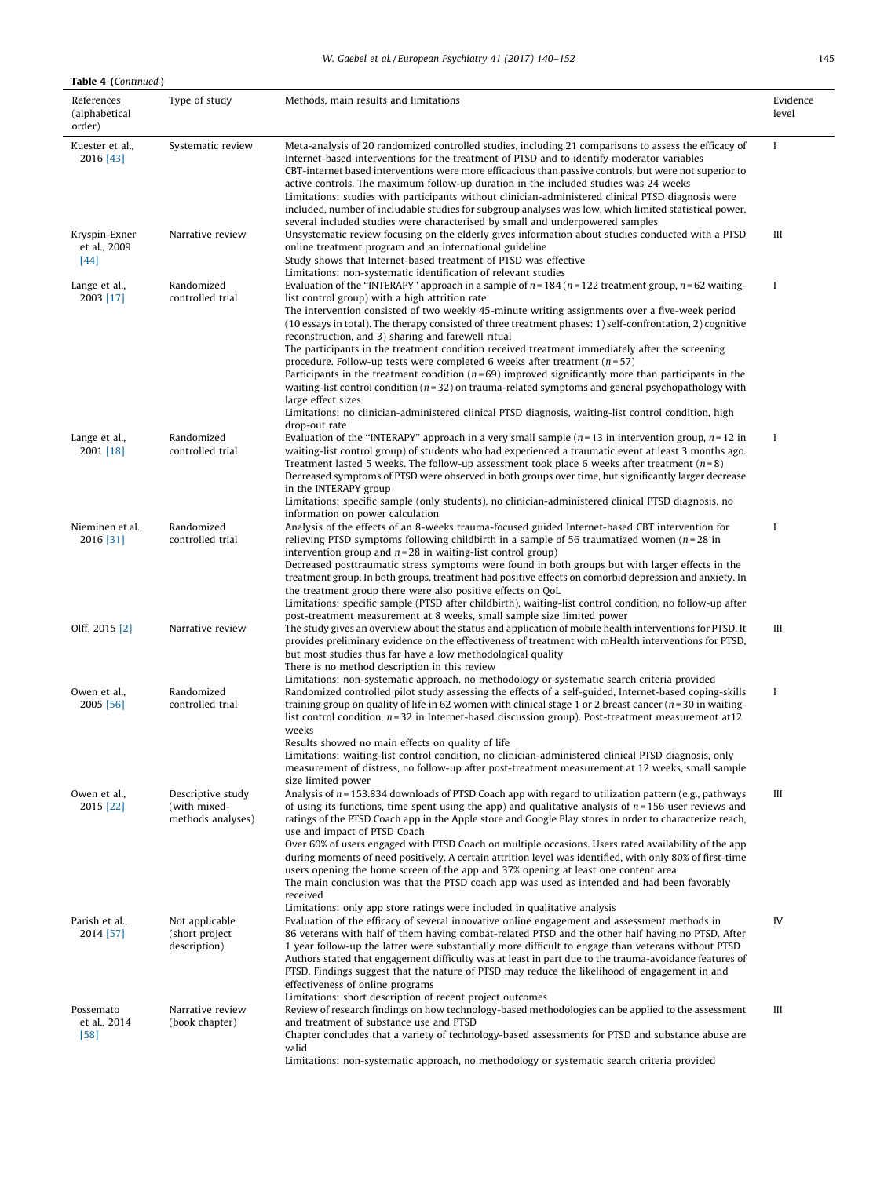**Table 4** (*Continued*)

| References (alphabetical order) | Type of study | Methods, main results and limitations | Evidence level |
|---|---|---|---|
| Kuester et al., 2016 [43] | Systematic review | Meta-analysis of 20 randomized controlled studies, including 21 comparisons to assess the efficacy of Internet-based interventions for the treatment of PTSD and to identify moderator variables<br>CBT-internet based interventions were more efficacious than passive controls, but were not superior to active controls. The maximum follow-up duration in the included studies was 24 weeks<br>Limitations: studies with participants without clinician-administered clinical PTSD diagnosis were included, number of includable studies for subgroup analyses was low, which limited statistical power, several included studies were characterised by small and underpowered samples | I |
| Kryspin-Exner et al., 2009 [44] | Narrative review | Unsystematic review focusing on the elderly gives information about studies conducted with a PTSD online treatment program and an international guideline<br>Study shows that Internet-based treatment of PTSD was effective<br>Limitations: non-systematic identification of relevant studies | III |
| Lange et al., 2003 [17] | Randomized controlled trial | Evaluation of the "INTERAPY" approach in a sample of $n = 184$ ($n = 122$ treatment group, $n = 62$ waiting-list control group) with a high attrition rate<br>The intervention consisted of two weekly 45-minute writing assignments over a five-week period (10 essays in total). The therapy consisted of three treatment phases: 1) self-confrontation, 2) cognitive reconstruction, and 3) sharing and farewell ritual<br>The participants in the treatment condition received treatment immediately after the screening procedure. Follow-up tests were completed 6 weeks after treatment ($n = 57$)<br>Participants in the treatment condition ($n = 69$) improved significantly more than participants in the waiting-list control condition ($n = 32$) on trauma-related symptoms and general psychopathology with large effect sizes<br>Limitations: no clinician-administered clinical PTSD diagnosis, waiting-list control condition, high drop-out rate | I |
| Lange et al., 2001 [18] | Randomized controlled trial | Evaluation of the "INTERAPY" approach in a very small sample ($n = 13$ in intervention group, $n = 12$ in waiting-list control group) of students who had experienced a traumatic event at least 3 months ago. Treatment lasted 5 weeks. The follow-up assessment took place 6 weeks after treatment ($n = 8$)<br>Decreased symptoms of PTSD were observed in both groups over time, but significantly larger decrease in the INTERAPY group<br>Limitations: specific sample (only students), no clinician-administered clinical PTSD diagnosis, no information on power calculation | I |
| Nieminen et al., 2016 [31] | Randomized controlled trial | Analysis of the effects of an 8-weeks trauma-focused guided Internet-based CBT intervention for relieving PTSD symptoms following childbirth in a sample of 56 traumatized women ($n = 28$ in intervention group and $n = 28$ in waiting-list control group)<br>Decreased posttraumatic stress symptoms were found in both groups but with larger effects in the treatment group. In both groups, treatment had positive effects on comorbid depression and anxiety. In the treatment group there were also positive effects on QoL<br>Limitations: specific sample (PTSD after childbirth), waiting-list control condition, no follow-up after post-treatment measurement at 8 weeks, small sample size limited power | I |
| Olff, 2015 [2] | Narrative review | The study gives an overview about the status and application of mobile health interventions for PTSD. It provides preliminary evidence on the effectiveness of treatment with mHealth interventions for PTSD, but most studies thus far have a low methodological quality<br>There is no method description in this review<br>Limitations: non-systematic approach, no methodology or systematic search criteria provided | III |
| Owen et al., 2005 [56] | Randomized controlled trial | Randomized controlled pilot study assessing the effects of a self-guided, Internet-based coping-skills training group on quality of life in 62 women with clinical stage 1 or 2 breast cancer ($n = 30$ in waiting-list control condition, $n = 32$ in Internet-based discussion group). Post-treatment measurement at12 weeks<br>Results showed no main effects on quality of life<br>Limitations: waiting-list control condition, no clinician-administered clinical PTSD diagnosis, only measurement of distress, no follow-up after post-treatment measurement at 12 weeks, small sample size limited power | I |
| Owen et al., 2015 [22] | Descriptive study (with mixed-methods analyses) | Analysis of $n = 153.834$ downloads of PTSD Coach app with regard to utilization pattern (e.g., pathways of using its functions, time spent using the app) and qualitative analysis of $n = 156$ user reviews and ratings of the PTSD Coach app in the Apple store and Google Play stores in order to characterize reach, use and impact of PTSD Coach<br>Over 60% of users engaged with PTSD Coach on multiple occasions. Users rated availability of the app during moments of need positively. A certain attrition level was identified, with only 80% of first-time users opening the home screen of the app and 37% opening at least one content area<br>The main conclusion was that the PTSD coach app was used as intended and had been favorably received<br>Limitations: only app store ratings were included in qualitative analysis | III |
| Parish et al., 2014 [57] | Not applicable (short project description) | Evaluation of the efficacy of several innovative online engagement and assessment methods in 86 veterans with half of them having combat-related PTSD and the other half having no PTSD. After 1 year follow-up the latter were substantially more difficult to engage than veterans without PTSD<br>Authors stated that engagement difficulty was at least in part due to the trauma-avoidance features of PTSD. Findings suggest that the nature of PTSD may reduce the likelihood of engagement in and effectiveness of online programs<br>Limitations: short description of recent project outcomes | IV |
| Possemato et al., 2014 [58] | Narrative review (book chapter) | Review of research findings on how technology-based methodologies can be applied to the assessment and treatment of substance use and PTSD<br>Chapter concludes that a variety of technology-based assessments for PTSD and substance abuse are valid<br>Limitations: non-systematic approach, no methodology or systematic search criteria provided | III |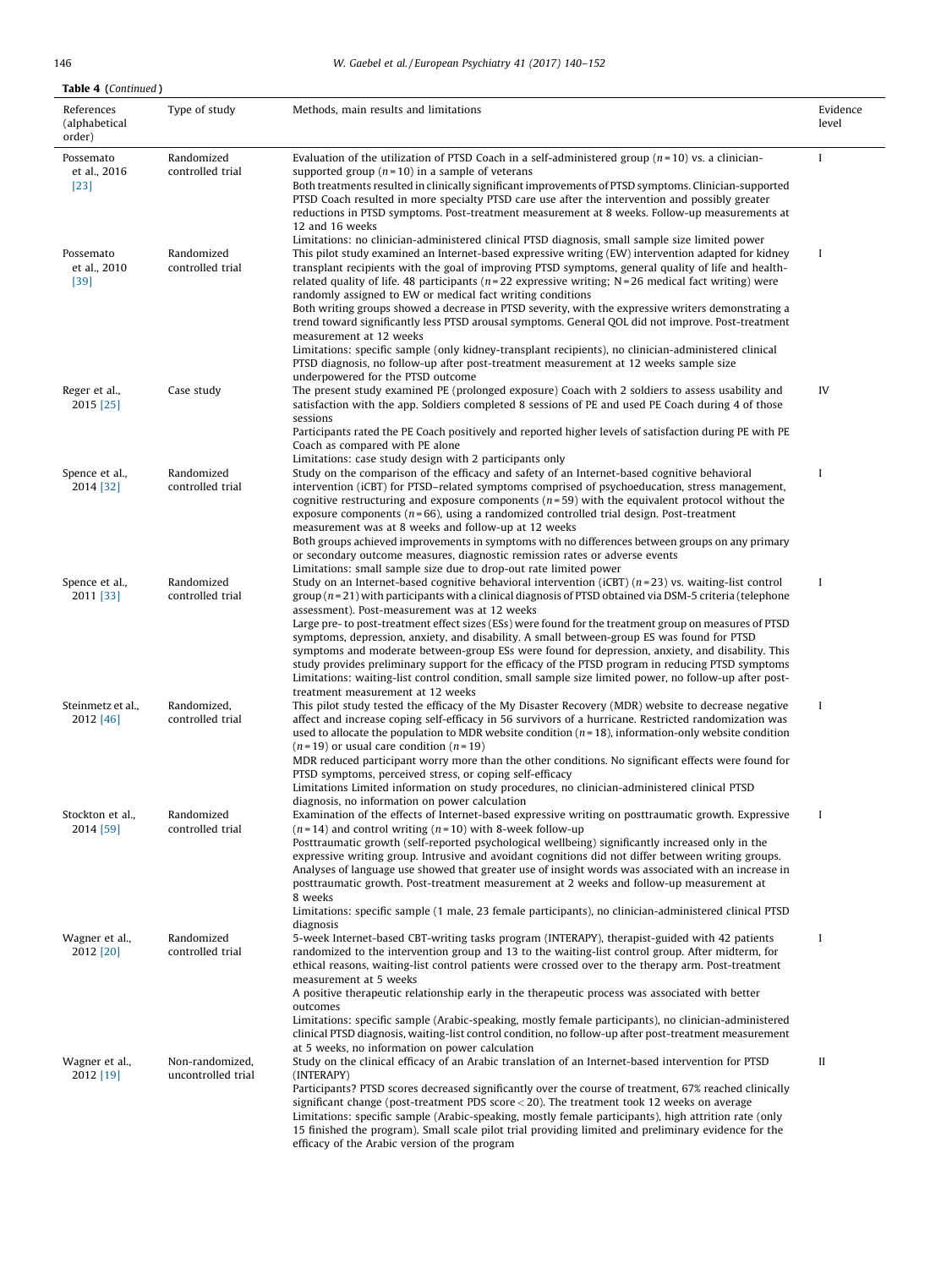**Table 4** (*Continued*)

| References (alphabetical order) | Type of study | Methods, main results and limitations | Evidence level |
|---|---|---|---|
| Possemato et al., 2016 [23] | Randomized controlled trial | Evaluation of the utilization of PTSD Coach in a self-administered group ($n$ = 10) vs. a clinician-supported group ($n$ = 10) in a sample of veterans<br>Both treatments resulted in clinically significant improvements of PTSD symptoms. Clinician-supported PTSD Coach resulted in more specialty PTSD care use after the intervention and possibly greater reductions in PTSD symptoms. Post-treatment measurement at 8 weeks. Follow-up measurements at 12 and 16 weeks<br>Limitations: no clinician-administered clinical PTSD diagnosis, small sample size limited power | I |
| Possemato et al., 2010 [39] | Randomized controlled trial | This pilot study examined an Internet-based expressive writing (EW) intervention adapted for kidney transplant recipients with the goal of improving PTSD symptoms, general quality of life and health-related quality of life. 48 participants ($n$ = 22 expressive writing; N = 26 medical fact writing) were randomly assigned to EW or medical fact writing conditions<br>Both writing groups showed a decrease in PTSD severity, with the expressive writers demonstrating a trend toward significantly less PTSD arousal symptoms. General QOL did not improve. Post-treatment measurement at 12 weeks<br>Limitations: specific sample (only kidney-transplant recipients), no clinician-administered clinical PTSD diagnosis, no follow-up after post-treatment measurement at 12 weeks sample size underpowered for the PTSD outcome | I |
| Reger et al., 2015 [25] | Case study | The present study examined PE (prolonged exposure) Coach with 2 soldiers to assess usability and satisfaction with the app. Soldiers completed 8 sessions of PE and used PE Coach during 4 of those sessions<br>Participants rated the PE Coach positively and reported higher levels of satisfaction during PE with PE Coach as compared with PE alone<br>Limitations: case study design with 2 participants only | IV |
| Spence et al., 2014 [32] | Randomized controlled trial | Study on the comparison of the efficacy and safety of an Internet-based cognitive behavioral intervention (iCBT) for PTSD–related symptoms comprised of psychoeducation, stress management, cognitive restructuring and exposure components ($n$ = 59) with the equivalent protocol without the exposure components ($n$ = 66), using a randomized controlled trial design. Post-treatment measurement was at 8 weeks and follow-up at 12 weeks<br>Both groups achieved improvements in symptoms with no differences between groups on any primary or secondary outcome measures, diagnostic remission rates or adverse events<br>Limitations: small sample size due to drop-out rate limited power | I |
| Spence et al., 2011 [33] | Randomized controlled trial | Study on an Internet-based cognitive behavioral intervention (iCBT) ($n$ = 23) vs. waiting-list control group ($n$ = 21) with participants with a clinical diagnosis of PTSD obtained via DSM-5 criteria (telephone assessment). Post-measurement was at 12 weeks<br>Large pre- to post-treatment effect sizes (ESs) were found for the treatment group on measures of PTSD symptoms, depression, anxiety, and disability. A small between-group ES was found for PTSD symptoms and moderate between-group ESs were found for depression, anxiety, and disability. This study provides preliminary support for the efficacy of the PTSD program in reducing PTSD symptoms<br>Limitations: waiting-list control condition, small sample size limited power, no follow-up after post-treatment measurement at 12 weeks | I |
| Steinmetz et al., 2012 [46] | Randomized, controlled trial | This pilot study tested the efficacy of the My Disaster Recovery (MDR) website to decrease negative affect and increase coping self-efficacy in 56 survivors of a hurricane. Restricted randomization was used to allocate the population to MDR website condition ($n$ = 18), information-only website condition ($n$ = 19) or usual care condition ($n$ = 19)<br>MDR reduced participant worry more than the other conditions. No significant effects were found for PTSD symptoms, perceived stress, or coping self-efficacy<br>Limitations Limited information on study procedures, no clinician-administered clinical PTSD diagnosis, no information on power calculation | I |
| Stockton et al., 2014 [59] | Randomized controlled trial | Examination of the effects of Internet-based expressive writing on posttraumatic growth. Expressive ($n$ = 14) and control writing ($n$ = 10) with 8-week follow-up<br>Posttraumatic growth (self-reported psychological wellbeing) significantly increased only in the expressive writing group. Intrusive and avoidant cognitions did not differ between writing groups. Analyses of language use showed that greater use of insight words was associated with an increase in posttraumatic growth. Post-treatment measurement at 2 weeks and follow-up measurement at 8 weeks<br>Limitations: specific sample (1 male, 23 female participants), no clinician-administered clinical PTSD diagnosis | I |
| Wagner et al., 2012 [20] | Randomized controlled trial | 5-week Internet-based CBT-writing tasks program (INTERAPY), therapist-guided with 42 patients randomized to the intervention group and 13 to the waiting-list control group. After midterm, for ethical reasons, waiting-list control patients were crossed over to the therapy arm. Post-treatment measurement at 5 weeks<br>A positive therapeutic relationship early in the therapeutic process was associated with better outcomes<br>Limitations: specific sample (Arabic-speaking, mostly female participants), no clinician-administered clinical PTSD diagnosis, waiting-list control condition, no follow-up after post-treatment measurement at 5 weeks, no information on power calculation | I |
| Wagner et al., 2012 [19] | Non-randomized, uncontrolled trial | Study on the clinical efficacy of an Arabic translation of an Internet-based intervention for PTSD (INTERAPY)<br>Participants? PTSD scores decreased significantly over the course of treatment, 67% reached clinically significant change (post-treatment PDS score < 20). The treatment took 12 weeks on average<br>Limitations: specific sample (Arabic-speaking, mostly female participants), high attrition rate (only 15 finished the program). Small scale pilot trial providing limited and preliminary evidence for the efficacy of the Arabic version of the program | II |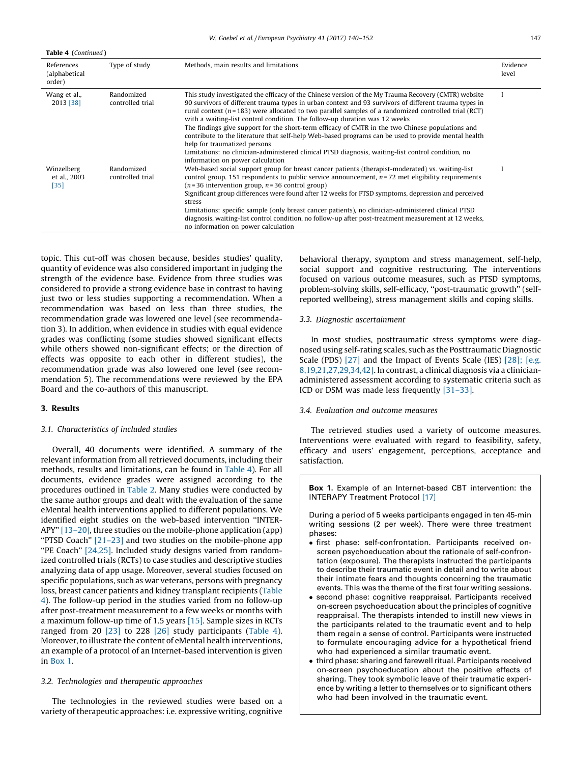**Table 4** (*Continued*)

| References (alphabetical order) | Type of study | Methods, main results and limitations | Evidence level |
|---|---|---|---|
| Wang et al., 2013 [38] | Randomized controlled trial | This study investigated the efficacy of the Chinese version of the My Trauma Recovery (CMTR) website 90 survivors of different trauma types in urban context and 93 survivors of different trauma types in rural context ($n$ = 183) were allocated to two parallel samples of a randomized controlled trial (RCT) with a waiting-list control condition. The follow-up duration was 12 weeks<br>The findings give support for the short-term efficacy of CMTR in the two Chinese populations and contribute to the literature that self-help Web-based programs can be used to provide mental health help for traumatized persons<br>Limitations: no clinician-administered clinical PTSD diagnosis, waiting-list control condition, no information on power calculation | I |
| Winzelberg et al., 2003 [35] | Randomized controlled trial | Web-based social support group for breast cancer patients (therapist-moderated) vs. waiting-list control group. 151 respondents to public service announcement, $n$ = 72 met eligibility requirements ($n$ = 36 intervention group, $n$ = 36 control group)<br>Significant group differences were found after 12 weeks for PTSD symptoms, depression and perceived stress<br>Limitations: specific sample (only breast cancer patients), no clinician-administered clinical PTSD diagnosis, waiting-list control condition, no follow-up after post-treatment measurement at 12 weeks, no information on power calculation | I |

topic. This cut-off was chosen because, besides studies' quality, quantity of evidence was also considered important in judging the strength of the evidence base. Evidence from three studies was considered to provide a strong evidence base in contrast to having just two or less studies supporting a recommendation. When a recommendation was based on less than three studies, the recommendation grade was lowered one level (see recommendation 3). In addition, when evidence in studies with equal evidence grades was conflicting (some studies showed significant effects while others showed non-significant effects; or the direction of effects was opposite to each other in different studies), the recommendation grade was also lowered one level (see recommendation 5). The recommendations were reviewed by the EPA Board and the co-authors of this manuscript.

## 3. Results

### 3.1. Characteristics of included studies

Overall, 40 documents were identified. A summary of the relevant information from all retrieved documents, including their methods, results and limitations, can be found in Table 4). For all documents, evidence grades were assigned according to the procedures outlined in Table 2. Many studies were conducted by the same author groups and dealt with the evaluation of the same eMental health interventions applied to different populations. We identified eight studies on the web-based intervention "INTERAPY" [13–20], three studies on the mobile-phone application (app) "PTSD Coach" [21–23] and two studies on the mobile-phone app "PE Coach" [24,25]. Included study designs varied from randomized controlled trials (RCTs) to case studies and descriptive studies analyzing data of app usage. Moreover, several studies focused on specific populations, such as war veterans, persons with pregnancy loss, breast cancer patients and kidney transplant recipients (Table 4). The follow-up period in the studies varied from no follow-up after post-treatment measurement to a few weeks or months with a maximum follow-up time of 1.5 years [15]. Sample sizes in RCTs ranged from 20 [23] to 228 [26] study participants (Table 4). Moreover, to illustrate the content of eMental health interventions, an example of a protocol of an Internet-based intervention is given in Box 1.

### 3.2. Technologies and therapeutic approaches

The technologies in the reviewed studies were based on a variety of therapeutic approaches: i.e. expressive writing, cognitive behavioral therapy, symptom and stress management, self-help, social support and cognitive restructuring. The interventions focused on various outcome measures, such as PTSD symptoms, problem-solving skills, self-efficacy, "post-traumatic growth" (self-reported wellbeing), stress management skills and coping skills.

### 3.3. Diagnostic ascertainment

In most studies, posttraumatic stress symptoms were diagnosed using self-rating scales, such as the Posttraumatic Diagnostic Scale (PDS) [27] and the Impact of Events Scale (IES) [28]; [e.g. 8,19,21,27,29,34,42]. In contrast, a clinical diagnosis via a clinician-administered assessment according to systematic criteria such as ICD or DSM was made less frequently [31–33].

### 3.4. Evaluation and outcome measures

The retrieved studies used a variety of outcome measures. Interventions were evaluated with regard to feasibility, safety, efficacy and users' engagement, perceptions, acceptance and satisfaction.

**Box 1.** Example of an Internet-based CBT intervention: the INTERAPY Treatment Protocol [17]

During a period of 5 weeks participants engaged in ten 45-min writing sessions (2 per week). There were three treatment phases:

- first phase: self-confrontation. Participants received on-screen psychoeducation about the rationale of self-confrontation (exposure). The therapists instructed the participants to describe their traumatic event in detail and to write about their intimate fears and thoughts concerning the traumatic events. This was the theme of the first four writing sessions.
- second phase: cognitive reappraisal. Participants received on-screen psychoeducation about the principles of cognitive reappraisal. The therapists intended to instill new views in the participants related to the traumatic event and to help them regain a sense of control. Participants were instructed to formulate encouraging advice for a hypothetical friend who had experienced a similar traumatic event.
- third phase: sharing and farewell ritual. Participants received on-screen psychoeducation about the positive effects of sharing. They took symbolic leave of their traumatic experience by writing a letter to themselves or to significant others who had been involved in the traumatic event.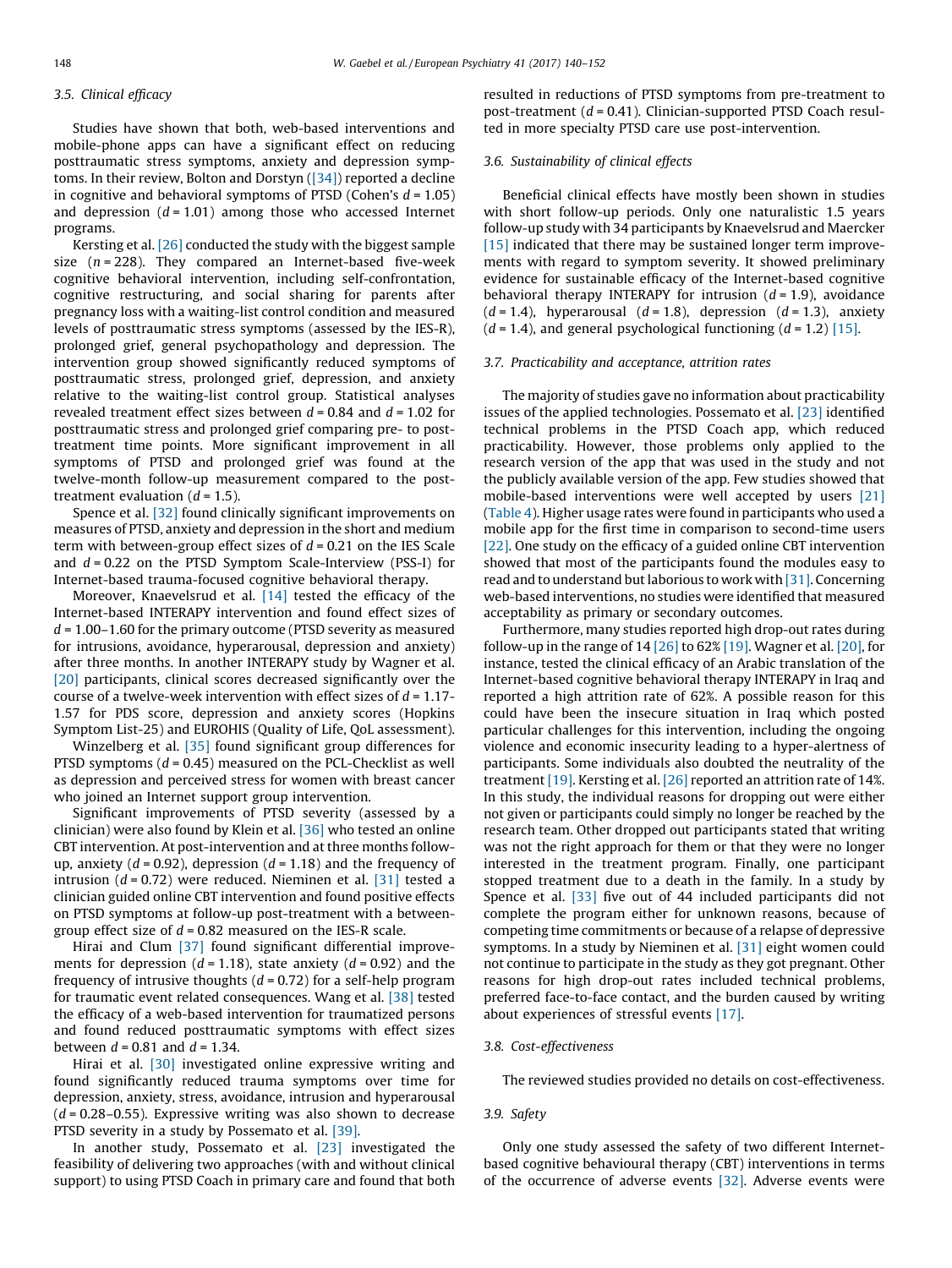### 3.5. Clinical efficacy

Studies have shown that both, web-based interventions and mobile-phone apps can have a significant effect on reducing posttraumatic stress symptoms, anxiety and depression symptoms. In their review, Bolton and Dorstyn ([34]) reported a decline in cognitive and behavioral symptoms of PTSD (Cohen's $d = 1.05$) and depression ($d = 1.01$) among those who accessed Internet programs.

Kersting et al. [26] conducted the study with the biggest sample size ($n = 228$). They compared an Internet-based five-week cognitive behavioral intervention, including self-confrontation, cognitive restructuring, and social sharing for parents after pregnancy loss with a waiting-list control condition and measured levels of posttraumatic stress symptoms (assessed by the IES-R), prolonged grief, general psychopathology and depression. The intervention group showed significantly reduced symptoms of posttraumatic stress, prolonged grief, depression, and anxiety relative to the waiting-list control group. Statistical analyses revealed treatment effect sizes between $d = 0.84$ and $d = 1.02$ for posttraumatic stress and prolonged grief comparing pre- to post-treatment time points. More significant improvement in all symptoms of PTSD and prolonged grief was found at the twelve-month follow-up measurement compared to the post-treatment evaluation ($d = 1.5$).

Spence et al. [32] found clinically significant improvements on measures of PTSD, anxiety and depression in the short and medium term with between-group effect sizes of $d = 0.21$ on the IES Scale and $d = 0.22$ on the PTSD Symptom Scale-Interview (PSS-I) for Internet-based trauma-focused cognitive behavioral therapy.

Moreover, Knaevelsrud et al. [14] tested the efficacy of the Internet-based INTERAPY intervention and found effect sizes of $d = 1.00$–$1.60$ for the primary outcome (PTSD severity as measured for intrusions, avoidance, hyperarousal, depression and anxiety) after three months. In another INTERAPY study by Wagner et al. [20] participants, clinical scores decreased significantly over the course of a twelve-week intervention with effect sizes of $d = 1.17$-$1.57$ for PDS score, depression and anxiety scores (Hopkins Symptom List-25) and EUROHIS (Quality of Life, QoL assessment).

Winzelberg et al. [35] found significant group differences for PTSD symptoms ($d = 0.45$) measured on the PCL-Checklist as well as depression and perceived stress for women with breast cancer who joined an Internet support group intervention.

Significant improvements of PTSD severity (assessed by a clinician) were also found by Klein et al. [36] who tested an online CBT intervention. At post-intervention and at three months follow-up, anxiety ($d = 0.92$), depression ($d = 1.18$) and the frequency of intrusion ($d = 0.72$) were reduced. Nieminen et al. [31] tested a clinician guided online CBT intervention and found positive effects on PTSD symptoms at follow-up post-treatment with a between-group effect size of $d = 0.82$ measured on the IES-R scale.

Hirai and Clum [37] found significant differential improvements for depression ($d = 1.18$), state anxiety ($d = 0.92$) and the frequency of intrusive thoughts ($d = 0.72$) for a self-help program for traumatic event related consequences. Wang et al. [38] tested the efficacy of a web-based intervention for traumatized persons and found reduced posttraumatic symptoms with effect sizes between $d = 0.81$ and $d = 1.34$.

Hirai et al. [30] investigated online expressive writing and found significantly reduced trauma symptoms over time for depression, anxiety, stress, avoidance, intrusion and hyperarousal ($d = 0.28$–$0.55$). Expressive writing was also shown to decrease PTSD severity in a study by Possemato et al. [39].

In another study, Possemato et al. [23] investigated the feasibility of delivering two approaches (with and without clinical support) to using PTSD Coach in primary care and found that both resulted in reductions of PTSD symptoms from pre-treatment to post-treatment ($d = 0.41$). Clinician-supported PTSD Coach resulted in more specialty PTSD care use post-intervention.

### 3.6. Sustainability of clinical effects

Beneficial clinical effects have mostly been shown in studies with short follow-up periods. Only one naturalistic 1.5 years follow-up study with 34 participants by Knaevelsrud and Maercker [15] indicated that there may be sustained longer term improvements with regard to symptom severity. It showed preliminary evidence for sustainable efficacy of the Internet-based cognitive behavioral therapy INTERAPY for intrusion ($d = 1.9$), avoidance ($d = 1.4$), hyperarousal ($d = 1.8$), depression ($d = 1.3$), anxiety ($d = 1.4$), and general psychological functioning ($d = 1.2$) [15].

### 3.7. Practicability and acceptance, attrition rates

The majority of studies gave no information about practicability issues of the applied technologies. Possemato et al. [23] identified technical problems in the PTSD Coach app, which reduced practicability. However, those problems only applied to the research version of the app that was used in the study and not the publicly available version of the app. Few studies showed that mobile-based interventions were well accepted by users [21] (Table 4). Higher usage rates were found in participants who used a mobile app for the first time in comparison to second-time users [22]. One study on the efficacy of a guided online CBT intervention showed that most of the participants found the modules easy to read and to understand but laborious to work with [31]. Concerning web-based interventions, no studies were identified that measured acceptability as primary or secondary outcomes.

Furthermore, many studies reported high drop-out rates during follow-up in the range of 14 [26] to 62% [19]. Wagner et al. [20], for instance, tested the clinical efficacy of an Arabic translation of the Internet-based cognitive behavioral therapy INTERAPY in Iraq and reported a high attrition rate of 62%. A possible reason for this could have been the insecure situation in Iraq which posted particular challenges for this intervention, including the ongoing violence and economic insecurity leading to a hyper-alertness of participants. Some individuals also doubted the neutrality of the treatment [19]. Kersting et al. [26] reported an attrition rate of 14%. In this study, the individual reasons for dropping out were either not given or participants could simply no longer be reached by the research team. Other dropped out participants stated that writing was not the right approach for them or that they were no longer interested in the treatment program. Finally, one participant stopped treatment due to a death in the family. In a study by Spence et al. [33] five out of 44 included participants did not complete the program either for unknown reasons, because of competing time commitments or because of a relapse of depressive symptoms. In a study by Nieminen et al. [31] eight women could not continue to participate in the study as they got pregnant. Other reasons for high drop-out rates included technical problems, preferred face-to-face contact, and the burden caused by writing about experiences of stressful events [17].

### 3.8. Cost-effectiveness

The reviewed studies provided no details on cost-effectiveness.

### 3.9. Safety

Only one study assessed the safety of two different Internet-based cognitive behavioural therapy (CBT) interventions in terms of the occurrence of adverse events [32]. Adverse events were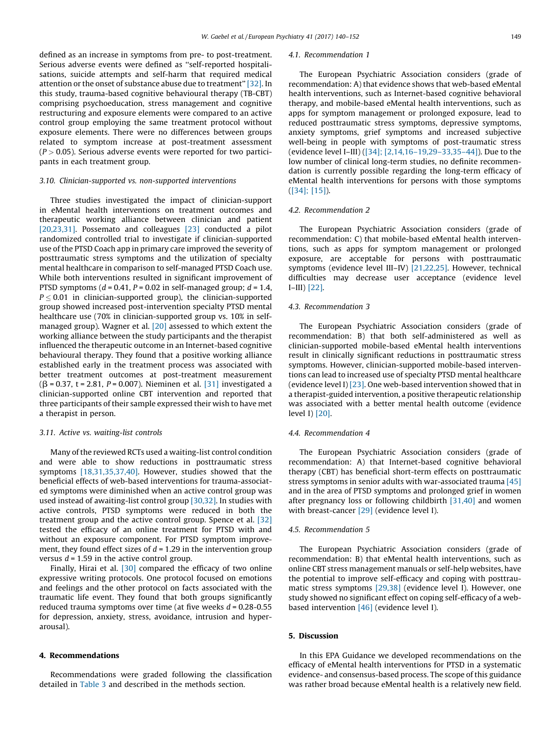defined as an increase in symptoms from pre- to post-treatment. Serious adverse events were defined as "self-reported hospitalisations, suicide attempts and self-harm that required medical attention or the onset of substance abuse due to treatment" [32]. In this study, trauma-based cognitive behavioural therapy (TB-CBT) comprising psychoeducation, stress management and cognitive restructuring and exposure elements were compared to an active control group employing the same treatment protocol without exposure elements. There were no differences between groups related to symptom increase at post-treatment assessment ($P > 0.05$). Serious adverse events were reported for two participants in each treatment group.

### 3.10. Clinician-supported vs. non-supported interventions

Three studies investigated the impact of clinician-support in eMental health interventions on treatment outcomes and therapeutic working alliance between clinician and patient [20,23,31]. Possemato and colleagues [23] conducted a pilot randomized controlled trial to investigate if clinician-supported use of the PTSD Coach app in primary care improved the severity of posttraumatic stress symptoms and the utilization of specialty mental healthcare in comparison to self-managed PTSD Coach use. While both interventions resulted in significant improvement of PTSD symptoms ($d = 0.41$, $P = 0.02$ in self-managed group; $d = 1.4$, $P \leq 0.01$ in clinician-supported group), the clinician-supported group showed increased post-intervention specialty PTSD mental healthcare use (70% in clinician-supported group vs. 10% in self-managed group). Wagner et al. [20] assessed to which extent the working alliance between the study participants and the therapist influenced the therapeutic outcome in an Internet-based cognitive behavioural therapy. They found that a positive working alliance established early in the treatment process was associated with better treatment outcomes at post-treatment measurement ($\beta = 0.37$, $t = 2.81$, $P = 0.007$). Nieminen et al. [31] investigated a clinician-supported online CBT intervention and reported that three participants of their sample expressed their wish to have met a therapist in person.

### 3.11. Active vs. waiting-list controls

Many of the reviewed RCTs used a waiting-list control condition and were able to show reductions in posttraumatic stress symptoms [18,31,35,37,40]. However, studies showed that the beneficial effects of web-based interventions for trauma-associated symptoms were diminished when an active control group was used instead of awaiting-list control group [30,32]. In studies with active controls, PTSD symptoms were reduced in both the treatment group and the active control group. Spence et al. [32] tested the efficacy of an online treatment for PTSD with and without an exposure component. For PTSD symptom improvement, they found effect sizes of $d = 1.29$ in the intervention group versus $d = 1.59$ in the active control group.

Finally, Hirai et al. [30] compared the efficacy of two online expressive writing protocols. One protocol focused on emotions and feelings and the other protocol on facts associated with the traumatic life event. They found that both groups significantly reduced trauma symptoms over time (at five weeks $d = 0.28$-$0.55$ for depression, anxiety, stress, avoidance, intrusion and hyperarousal).

## 4. Recommendations

Recommendations were graded following the classification detailed in Table 3 and described in the methods section.

### 4.1. Recommendation 1

The European Psychiatric Association considers (grade of recommendation: A) that evidence shows that web-based eMental health interventions, such as Internet-based cognitive behavioral therapy, and mobile-based eMental health interventions, such as apps for symptom management or prolonged exposure, lead to reduced posttraumatic stress symptoms, depressive symptoms, anxiety symptoms, grief symptoms and increased subjective well-being in people with symptoms of post-traumatic stress (evidence level I–III) ([34]; [2,14,16–19,29–33,35–44]). Due to the low number of clinical long-term studies, no definite recommendation is currently possible regarding the long-term efficacy of eMental health interventions for persons with those symptoms ([34]; [15]).

### 4.2. Recommendation 2

The European Psychiatric Association considers (grade of recommendation: C) that mobile-based eMental health interventions, such as apps for symptom management or prolonged exposure, are acceptable for persons with posttraumatic symptoms (evidence level III–IV) [21,22,25]. However, technical difficulties may decrease user acceptance (evidence level I–III) [22].

### 4.3. Recommendation 3

The European Psychiatric Association considers (grade of recommendation: B) that both self-administered as well as clinician-supported mobile-based eMental health interventions result in clinically significant reductions in posttraumatic stress symptoms. However, clinician-supported mobile-based interventions can lead to increased use of specialty PTSD mental healthcare (evidence level I) [23]. One web-based intervention showed that in a therapist-guided intervention, a positive therapeutic relationship was associated with a better mental health outcome (evidence level I) [20].

### 4.4. Recommendation 4

The European Psychiatric Association considers (grade of recommendation: A) that Internet-based cognitive behavioral therapy (CBT) has beneficial short-term effects on posttraumatic stress symptoms in senior adults with war-associated trauma [45] and in the area of PTSD symptoms and prolonged grief in women after pregnancy loss or following childbirth [31,40] and women with breast-cancer [29] (evidence level I).

### 4.5. Recommendation 5

The European Psychiatric Association considers (grade of recommendation: B) that eMental health interventions, such as online CBT stress management manuals or self-help websites, have the potential to improve self-efficacy and coping with posttraumatic stress symptoms [29,38] (evidence level I). However, one study showed no significant effect on coping self-efficacy of a web-based intervention [46] (evidence level I).

## 5. Discussion

In this EPA Guidance we developed recommendations on the efficacy of eMental health interventions for PTSD in a systematic evidence- and consensus-based process. The scope of this guidance was rather broad because eMental health is a relatively new field.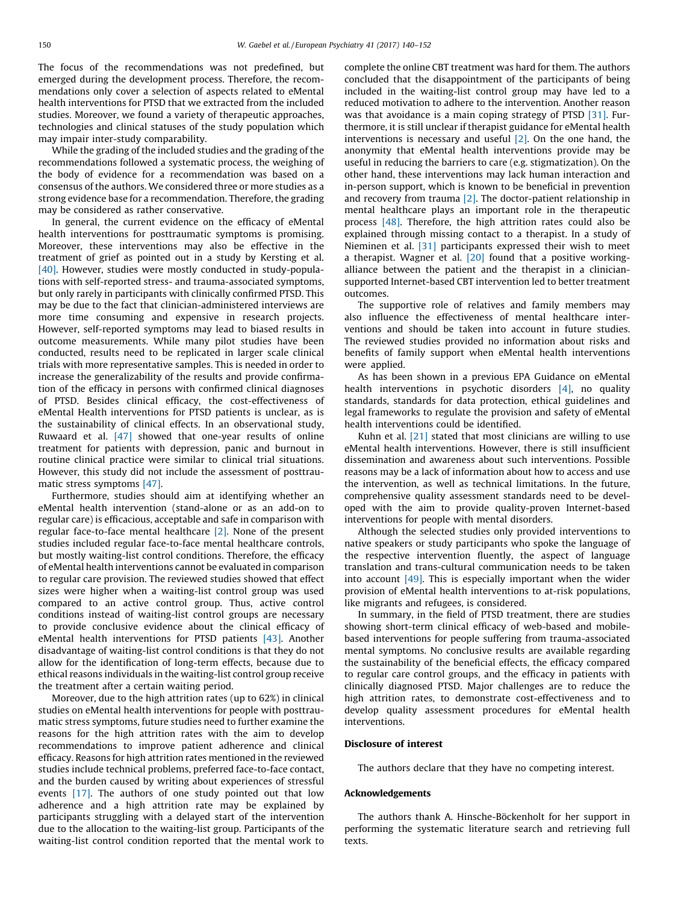The focus of the recommendations was not predefined, but emerged during the development process. Therefore, the recommendations only cover a selection of aspects related to eMental health interventions for PTSD that we extracted from the included studies. Moreover, we found a variety of therapeutic approaches, technologies and clinical statuses of the study population which may impair inter-study comparability.

While the grading of the included studies and the grading of the recommendations followed a systematic process, the weighing of the body of evidence for a recommendation was based on a consensus of the authors. We considered three or more studies as a strong evidence base for a recommendation. Therefore, the grading may be considered as rather conservative.

In general, the current evidence on the efficacy of eMental health interventions for posttraumatic symptoms is promising. Moreover, these interventions may also be effective in the treatment of grief as pointed out in a study by Kersting et al. [40]. However, studies were mostly conducted in study-populations with self-reported stress- and trauma-associated symptoms, but only rarely in participants with clinically confirmed PTSD. This may be due to the fact that clinician-administered interviews are more time consuming and expensive in research projects. However, self-reported symptoms may lead to biased results in outcome measurements. While many pilot studies have been conducted, results need to be replicated in larger scale clinical trials with more representative samples. This is needed in order to increase the generalizability of the results and provide confirmation of the efficacy in persons with confirmed clinical diagnoses of PTSD. Besides clinical efficacy, the cost-effectiveness of eMental Health interventions for PTSD patients is unclear, as is the sustainability of clinical effects. In an observational study, Ruwaard et al. [47] showed that one-year results of online treatment for patients with depression, panic and burnout in routine clinical practice were similar to clinical trial situations. However, this study did not include the assessment of posttraumatic stress symptoms [47].

Furthermore, studies should aim at identifying whether an eMental health intervention (stand-alone or as an add-on to regular care) is efficacious, acceptable and safe in comparison with regular face-to-face mental healthcare [2]. None of the present studies included regular face-to-face mental healthcare controls, but mostly waiting-list control conditions. Therefore, the efficacy of eMental health interventions cannot be evaluated in comparison to regular care provision. The reviewed studies showed that effect sizes were higher when a waiting-list control group was used compared to an active control group. Thus, active control conditions instead of waiting-list control groups are necessary to provide conclusive evidence about the clinical efficacy of eMental health interventions for PTSD patients [43]. Another disadvantage of waiting-list control conditions is that they do not allow for the identification of long-term effects, because due to ethical reasons individuals in the waiting-list control group receive the treatment after a certain waiting period.

Moreover, due to the high attrition rates (up to 62%) in clinical studies on eMental health interventions for people with posttraumatic stress symptoms, future studies need to further examine the reasons for the high attrition rates with the aim to develop recommendations to improve patient adherence and clinical efficacy. Reasons for high attrition rates mentioned in the reviewed studies include technical problems, preferred face-to-face contact, and the burden caused by writing about experiences of stressful events [17]. The authors of one study pointed out that low adherence and a high attrition rate may be explained by participants struggling with a delayed start of the intervention due to the allocation to the waiting-list group. Participants of the waiting-list control condition reported that the mental work to complete the online CBT treatment was hard for them. The authors concluded that the disappointment of the participants of being included in the waiting-list control group may have led to a reduced motivation to adhere to the intervention. Another reason was that avoidance is a main coping strategy of PTSD [31]. Furthermore, it is still unclear if therapist guidance for eMental health interventions is necessary and useful [2]. On the one hand, the anonymity that eMental health interventions provide may be useful in reducing the barriers to care (e.g. stigmatization). On the other hand, these interventions may lack human interaction and in-person support, which is known to be beneficial in prevention and recovery from trauma [2]. The doctor-patient relationship in mental healthcare plays an important role in the therapeutic process [48]. Therefore, the high attrition rates could also be explained through missing contact to a therapist. In a study of Nieminen et al. [31] participants expressed their wish to meet a therapist. Wagner et al. [20] found that a positive working-alliance between the patient and the therapist in a clinician-supported Internet-based CBT intervention led to better treatment outcomes.

The supportive role of relatives and family members may also influence the effectiveness of mental healthcare interventions and should be taken into account in future studies. The reviewed studies provided no information about risks and benefits of family support when eMental health interventions were applied.

As has been shown in a previous EPA Guidance on eMental health interventions in psychotic disorders [4], no quality standards, standards for data protection, ethical guidelines and legal frameworks to regulate the provision and safety of eMental health interventions could be identified.

Kuhn et al. [21] stated that most clinicians are willing to use eMental health interventions. However, there is still insufficient dissemination and awareness about such interventions. Possible reasons may be a lack of information about how to access and use the intervention, as well as technical limitations. In the future, comprehensive quality assessment standards need to be developed with the aim to provide quality-proven Internet-based interventions for people with mental disorders.

Although the selected studies only provided interventions to native speakers or study participants who spoke the language of the respective intervention fluently, the aspect of language translation and trans-cultural communication needs to be taken into account [49]. This is especially important when the wider provision of eMental health interventions to at-risk populations, like migrants and refugees, is considered.

In summary, in the field of PTSD treatment, there are studies showing short-term clinical efficacy of web-based and mobile-based interventions for people suffering from trauma-associated mental symptoms. No conclusive results are available regarding the sustainability of the beneficial effects, the efficacy compared to regular care control groups, and the efficacy in patients with clinically diagnosed PTSD. Major challenges are to reduce the high attrition rates, to demonstrate cost-effectiveness and to develop quality assessment procedures for eMental health interventions.

## Disclosure of interest

The authors declare that they have no competing interest.

## Acknowledgements

The authors thank A. Hinsche-Böckenholt for her support in performing the systematic literature search and retrieving full texts.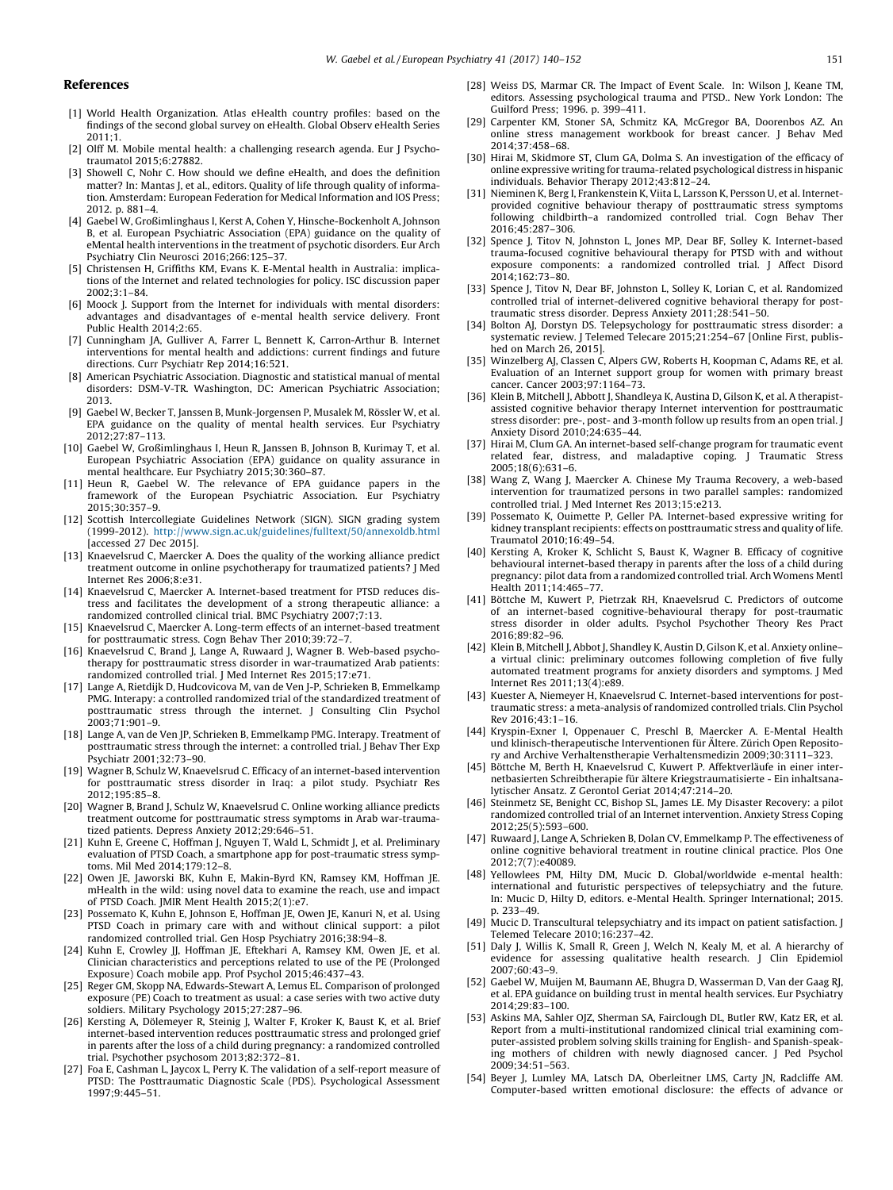## References

[1] World Health Organization. Atlas eHealth country profiles: based on the findings of the second global survey on eHealth. Global Observ eHealth Series 2011;1.

[2] Olff M. Mobile mental health: a challenging research agenda. Eur J Psychotraumatol 2015;6:27882.

[3] Showell C, Nohr C. How should we define eHealth, and does the definition matter? In: Mantas J, et al., editors. Quality of life through quality of information. Amsterdam: European Federation for Medical Information and IOS Press; 2012. p. 881–4.

[4] Gaebel W, Großimlinghaus I, Kerst A, Cohen Y, Hinsche-Bockenholt A, Johnson B, et al. European Psychiatric Association (EPA) guidance on the quality of eMental health interventions in the treatment of psychotic disorders. Eur Arch Psychiatry Clin Neurosci 2016;266:125–37.

[5] Christensen H, Griffiths KM, Evans K. E-Mental health in Australia: implications of the Internet and related technologies for policy. ISC discussion paper 2002;3:1–84.

[6] Moock J. Support from the Internet for individuals with mental disorders: advantages and disadvantages of e-mental health service delivery. Front Public Health 2014;2:65.

[7] Cunningham JA, Gulliver A, Farrer L, Bennett K, Carron-Arthur B. Internet interventions for mental health and addictions: current findings and future directions. Curr Psychiatr Rep 2014;16:521.

[8] American Psychiatric Association. Diagnostic and statistical manual of mental disorders: DSM-V-TR. Washington, DC: American Psychiatric Association; 2013.

[9] Gaebel W, Becker T, Janssen B, Munk-Jorgensen P, Musalek M, Rössler W, et al. EPA guidance on the quality of mental health services. Eur Psychiatry 2012;27:87–113.

[10] Gaebel W, Großimlinghaus I, Heun R, Janssen B, Johnson B, Kurimay T, et al. European Psychiatric Association (EPA) guidance on quality assurance in mental healthcare. Eur Psychiatry 2015;30:360–87.

[11] Heun R, Gaebel W. The relevance of EPA guidance papers in the framework of the European Psychiatric Association. Eur Psychiatry 2015;30:357–9.

[12] Scottish Intercollegiate Guidelines Network (SIGN). SIGN grading system (1999-2012). http://www.sign.ac.uk/guidelines/fulltext/50/annexoldb.html [accessed 27 Dec 2015].

[13] Knaevelsrud C, Maercker A. Does the quality of the working alliance predict treatment outcome in online psychotherapy for traumatized patients? J Med Internet Res 2006;8:e31.

[14] Knaevelsrud C, Maercker A. Internet-based treatment for PTSD reduces distress and facilitates the development of a strong therapeutic alliance: a randomized controlled clinical trial. BMC Psychiatry 2007;7:13.

[15] Knaevelsrud C, Maercker A. Long-term effects of an internet-based treatment for posttraumatic stress. Cogn Behav Ther 2010;39:72–7.

[16] Knaevelsrud C, Brand J, Lange A, Ruwaard J, Wagner B. Web-based psychotherapy for posttraumatic stress disorder in war-traumatized Arab patients: randomized controlled trial. J Med Internet Res 2015;17:e71.

[17] Lange A, Rietdijk D, Hudcovicova M, van de Ven J-P, Schrieken B, Emmelkamp PMG. Interapy: a controlled randomized trial of the standardized treatment of posttraumatic stress through the internet. J Consulting Clin Psychol 2003;71:901–9.

[18] Lange A, van de Ven JP, Schrieken B, Emmelkamp PMG. Interapy. Treatment of posttraumatic stress through the internet: a controlled trial. J Behav Ther Exp Psychiatr 2001;32:73–90.

[19] Wagner B, Schulz W, Knaevelsrud C. Efficacy of an internet-based intervention for posttraumatic stress disorder in Iraq: a pilot study. Psychiatr Res 2012;195:85–8.

[20] Wagner B, Brand J, Schulz W, Knaevelsrud C. Online working alliance predicts treatment outcome for posttraumatic stress symptoms in Arab war-traumatized patients. Depress Anxiety 2012;29:646–51.

[21] Kuhn E, Greene C, Hoffman J, Nguyen T, Wald L, Schmidt J, et al. Preliminary evaluation of PTSD Coach, a smartphone app for post-traumatic stress symptoms. Mil Med 2014;179:12–8.

[22] Owen JE, Jaworski BK, Kuhn E, Makin-Byrd KN, Ramsey KM, Hoffman JE. mHealth in the wild: using novel data to examine the reach, use and impact of PTSD Coach. JMIR Ment Health 2015;2(1):e7.

[23] Possemato K, Kuhn E, Johnson E, Hoffman JE, Owen JE, Kanuri N, et al. Using PTSD Coach in primary care with and without clinical support: a pilot randomized controlled trial. Gen Hosp Psychiatry 2016;38:94–8.

[24] Kuhn E, Crowley JJ, Hoffman JE, Eftekhari A, Ramsey KM, Owen JE, et al. Clinician characteristics and perceptions related to use of the PE (Prolonged Exposure) Coach mobile app. Prof Psychol 2015;46:437–43.

[25] Reger GM, Skopp NA, Edwards-Stewart A, Lemus EL. Comparison of prolonged exposure (PE) Coach to treatment as usual: a case series with two active duty soldiers. Military Psychology 2015;27:287–96.

[26] Kersting A, Dölemeyer R, Steinig J, Walter F, Kroker K, Baust K, et al. Brief internet-based intervention reduces posttraumatic stress and prolonged grief in parents after the loss of a child during pregnancy: a randomized controlled trial. Psychother psychosom 2013;82:372–81.

[27] Foa E, Cashman L, Jaycox L, Perry K. The validation of a self-report measure of PTSD: The Posttraumatic Diagnostic Scale (PDS). Psychological Assessment 1997;9:445–51.

[28] Weiss DS, Marmar CR. The Impact of Event Scale. In: Wilson J, Keane TM, editors. Assessing psychological trauma and PTSD.. New York London: The Guilford Press; 1996. p. 399–411.

[29] Carpenter KM, Stoner SA, Schmitz KA, McGregor BA, Doorenbos AZ. An online stress management workbook for breast cancer. J Behav Med 2014;37:458–68.

[30] Hirai M, Skidmore ST, Clum GA, Dolma S. An investigation of the efficacy of online expressive writing for trauma-related psychological distress in hispanic individuals. Behavior Therapy 2012;43:812–24.

[31] Nieminen K, Berg I, Frankenstein K, Viita L, Larsson K, Persson U, et al. Internet-provided cognitive behaviour therapy of posttraumatic stress symptoms following childbirth–a randomized controlled trial. Cogn Behav Ther 2016;45:287–306.

[32] Spence J, Titov N, Johnston L, Jones MP, Dear BF, Solley K. Internet-based trauma-focused cognitive behavioural therapy for PTSD with and without exposure components: a randomized controlled trial. J Affect Disord 2014;162:73–80.

[33] Spence J, Titov N, Dear BF, Johnston L, Solley K, Lorian C, et al. Randomized controlled trial of internet-delivered cognitive behavioral therapy for posttraumatic stress disorder. Depress Anxiety 2011;28:541–50.

[34] Bolton AJ, Dorstyn DS. Telepsychology for posttraumatic stress disorder: a systematic review. J Telemed Telecare 2015;21:254–67 [Online First, published on March 26, 2015].

[35] Winzelberg AJ, Classen C, Alpers GW, Roberts H, Koopman C, Adams RE, et al. Evaluation of an Internet support group for women with primary breast cancer. Cancer 2003;97:1164–73.

[36] Klein B, Mitchell J, Abbott J, Shandleya K, Austina D, Gilson K, et al. A therapist-assisted cognitive behavior therapy Internet intervention for posttraumatic stress disorder: pre-, post- and 3-month follow up results from an open trial. J Anxiety Disord 2010;24:635–44.

[37] Hirai M, Clum GA. An internet-based self-change program for traumatic event related fear, distress, and maladaptive coping. J Traumatic Stress 2005;18(6):631–6.

[38] Wang Z, Wang J, Maercker A. Chinese My Trauma Recovery, a web-based intervention for traumatized persons in two parallel samples: randomized controlled trial. J Med Internet Res 2013;15:e213.

[39] Possemato K, Ouimette P, Geller PA. Internet-based expressive writing for kidney transplant recipients: effects on posttraumatic stress and quality of life. Traumatol 2010;16:49–54.

[40] Kersting A, Kroker K, Schlicht S, Baust K, Wagner B. Efficacy of cognitive behavioural internet-based therapy in parents after the loss of a child during pregnancy: pilot data from a randomized controlled trial. Arch Womens Mentl Health 2011;14:465–77.

[41] Böttche M, Kuwert P, Pietrzak RH, Knaevelsrud C. Predictors of outcome of an internet-based cognitive-behavioural therapy for post-traumatic stress disorder in older adults. Psychol Psychother Theory Res Pract 2016;89:82–96.

[42] Klein B, Mitchell J, Abbot J, Shandley K, Austin D, Gilson K, et al. Anxiety online–a virtual clinic: preliminary outcomes following completion of five fully automated treatment programs for anxiety disorders and symptoms. J Med Internet Res 2011;13(4):e89.

[43] Kuester A, Niemeyer H, Knaevelsrud C. Internet-based interventions for posttraumatic stress: a meta-analysis of randomized controlled trials. Clin Psychol Rev 2016;43:1–16.

[44] Kryspin-Exner I, Oppenauer C, Preschl B, Maercker A. E-Mental Health und klinisch-therapeutische Interventionen für Ältere. Zürich Open Repository and Archive Verhaltenstherapie Verhaltensmedizin 2009;30:3111–323.

[45] Böttche M, Berth H, Knaevelsrud C, Kuwert P. Affektverläufe in einer internetbasierten Schreibtherapie für ältere Kriegstraumatisierte - Ein inhaltsanalytischer Ansatz. Z Gerontol Geriat 2014;47:214–20.

[46] Steinmetz SE, Benight CC, Bishop SL, James LE. My Disaster Recovery: a pilot randomized controlled trial of an Internet intervention. Anxiety Stress Coping 2012;25(5):593–600.

[47] Ruwaard J, Lange A, Schrieken B, Dolan CV, Emmelkamp P. The effectiveness of online cognitive behavioral treatment in routine clinical practice. Plos One 2012;7(7):e40089.

[48] Yellowlees PM, Hilty DM, Mucic D. Global/worldwide e-mental health: international and futuristic perspectives of telepsychiatry and the future. In: Mucic D, Hilty D, editors. e-Mental Health. Springer International; 2015. p. 233–49.

[49] Mucic D. Transcultural telepsychiatry and its impact on patient satisfaction. J Telemed Telecare 2010;16:237–42.

[51] Daly J, Willis K, Small R, Green J, Welch N, Kealy M, et al. A hierarchy of evidence for assessing qualitative health research. J Clin Epidemiol 2007;60:43–9.

[52] Gaebel W, Muijen M, Baumann AE, Bhugra D, Wasserman D, Van der Gaag RJ, et al. EPA guidance on building trust in mental health services. Eur Psychiatry 2014;29:83–100.

[53] Askins MA, Sahler OJZ, Sherman SA, Fairclough DL, Butler RW, Katz ER, et al. Report from a multi-institutional randomized clinical trial examining computer-assisted problem solving skills training for English- and Spanish-speaking mothers of children with newly diagnosed cancer. J Ped Psychol 2009;34:51–563.

[54] Beyer J, Lumley MA, Latsch DA, Oberleitner LMS, Carty JN, Radcliffe AM. Computer-based written emotional disclosure: the effects of advance or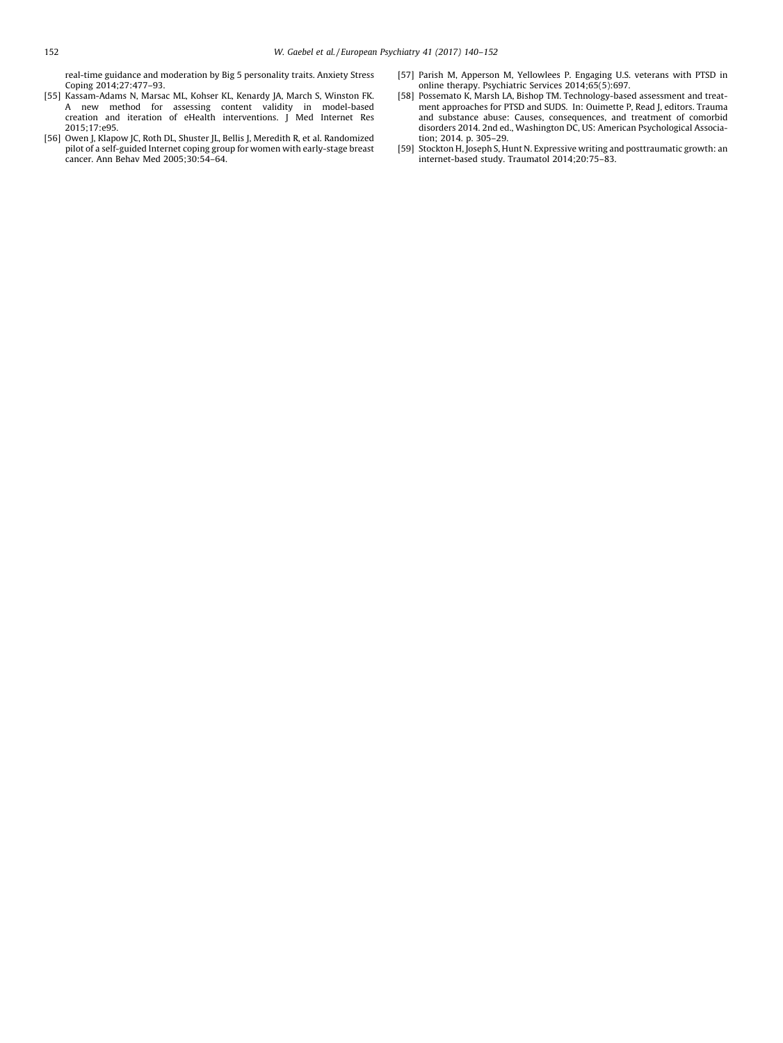real-time guidance and moderation by Big 5 personality traits. Anxiety Stress Coping 2014;27:477–93.

[55] Kassam-Adams N, Marsac ML, Kohser KL, Kenardy JA, March S, Winston FK. A new method for assessing content validity in model-based creation and iteration of eHealth interventions. J Med Internet Res 2015;17:e95.

[56] Owen J, Klapow JC, Roth DL, Shuster JL, Bellis J, Meredith R, et al. Randomized pilot of a self-guided Internet coping group for women with early-stage breast cancer. Ann Behav Med 2005;30:54–64.

[57] Parish M, Apperson M, Yellowlees P. Engaging U.S. veterans with PTSD in online therapy. Psychiatric Services 2014;65(5):697.

[58] Possemato K, Marsh LA, Bishop TM. Technology-based assessment and treatment approaches for PTSD and SUDS. In: Ouimette P, Read J, editors. Trauma and substance abuse: Causes, consequences, and treatment of comorbid disorders 2014. 2nd ed., Washington DC, US: American Psychological Association; 2014. p. 305–29.

[59] Stockton H, Joseph S, Hunt N. Expressive writing and posttraumatic growth: an internet-based study. Traumatol 2014;20:75–83.